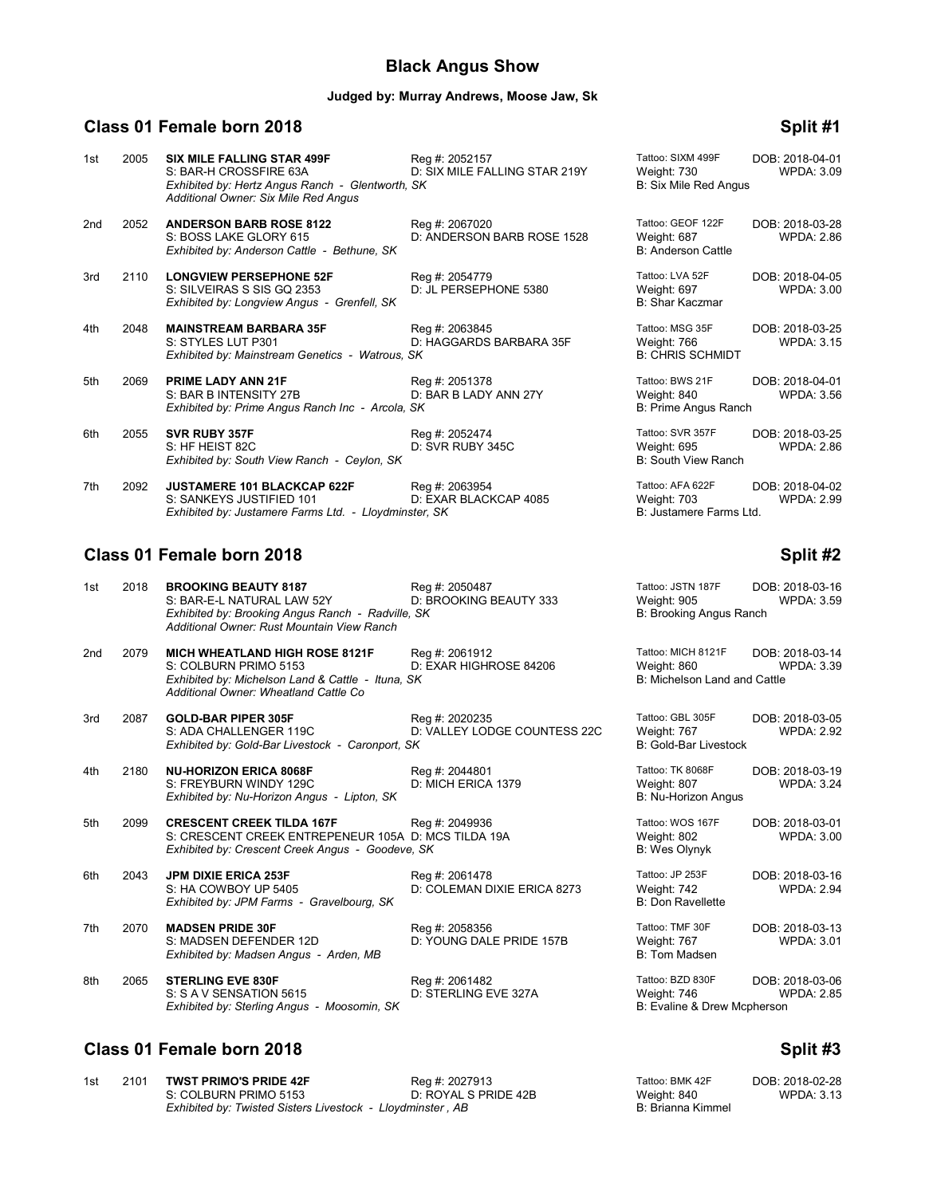# Black Angus Show

**Judged by: Murray Andrews, Moose Jaw, Sk**

## Class 01 Female born 2018 — Split #1

1st 2005 **SIX MILE FALLING STAR 499F** Reg #: 2052157 Tattoo: SIXM 499F DOB: 2018-04-01
S: BAR-H CROSSFIRE 63A D: SIX MILE FALLING STAR 219Y Weight: 730 WPDA: 3.09
*Exhibited by: Hertz Angus Ranch - Glentworth, SK* B: Six Mile Red Angus
*Additional Owner: Six Mile Red Angus*

2nd 2052 **ANDERSON BARB ROSE 8122** Reg #: 2067020 Tattoo: GEOF 122F DOB: 2018-03-28
S: BOSS LAKE GLORY 615 D: ANDERSON BARB ROSE 1528 Weight: 687 WPDA: 2.86
*Exhibited by: Anderson Cattle - Bethune, SK* B: Anderson Cattle

3rd 2110 **LONGVIEW PERSEPHONE 52F** Reg #: 2054779 Tattoo: LVA 52F DOB: 2018-04-05
S: SILVEIRAS S SIS GQ 2353 D: JL PERSEPHONE 5380 Weight: 697 WPDA: 3.00
*Exhibited by: Longview Angus - Grenfell, SK* B: Shar Kaczmar

4th 2048 **MAINSTREAM BARBARA 35F** Reg #: 2063845 Tattoo: MSG 35F DOB: 2018-03-25
S: STYLES LUT P301 D: HAGGARDS BARBARA 35F Weight: 766 WPDA: 3.15
*Exhibited by: Mainstream Genetics - Watrous, SK* B: CHRIS SCHMIDT

5th 2069 **PRIME LADY ANN 21F** Reg #: 2051378 Tattoo: BWS 21F DOB: 2018-04-01
S: BAR B INTENSITY 27B D: BAR B LADY ANN 27Y Weight: 840 WPDA: 3.56
*Exhibited by: Prime Angus Ranch Inc - Arcola, SK* B: Prime Angus Ranch

6th 2055 **SVR RUBY 357F** Reg #: 2052474 Tattoo: SVR 357F DOB: 2018-03-25
S: HF HEIST 82C D: SVR RUBY 345C Weight: 695 WPDA: 2.86
*Exhibited by: South View Ranch - Ceylon, SK* B: South View Ranch

7th 2092 **JUSTAMERE 101 BLACKCAP 622F** Reg #: 2063954 Tattoo: AFA 622F DOB: 2018-04-02
S: SANKEYS JUSTIFIED 101 D: EXAR BLACKCAP 4085 Weight: 703 WPDA: 2.99
*Exhibited by: Justamere Farms Ltd. - Lloydminster, SK* B: Justamere Farms Ltd.

## Class 01 Female born 2018 — Split #2

1st 2018 **BROOKING BEAUTY 8187** Reg #: 2050487 Tattoo: JSTN 187F DOB: 2018-03-16
S: BAR-E-L NATURAL LAW 52Y D: BROOKING BEAUTY 333 Weight: 905 WPDA: 3.59
*Exhibited by: Brooking Angus Ranch - Radville, SK* B: Brooking Angus Ranch
*Additional Owner: Rust Mountain View Ranch*

2nd 2079 **MICH WHEATLAND HIGH ROSE 8121F** Reg #: 2061912 Tattoo: MICH 8121F DOB: 2018-03-14
S: COLBURN PRIMO 5153 D: EXAR HIGHROSE 84206 Weight: 860 WPDA: 3.39
*Exhibited by: Michelson Land & Cattle - Ituna, SK* B: Michelson Land and Cattle
*Additional Owner: Wheatland Cattle Co*

3rd 2087 **GOLD-BAR PIPER 305F** Reg #: 2020235 Tattoo: GBL 305F DOB: 2018-03-05
S: ADA CHALLENGER 119C D: VALLEY LODGE COUNTESS 22C Weight: 767 WPDA: 2.92
*Exhibited by: Gold-Bar Livestock - Caronport, SK* B: Gold-Bar Livestock

4th 2180 **NU-HORIZON ERICA 8068F** Reg #: 2044801 Tattoo: TK 8068F DOB: 2018-03-19
S: FREYBURN WINDY 129C D: MICH ERICA 1379 Weight: 807 WPDA: 3.24
*Exhibited by: Nu-Horizon Angus - Lipton, SK* B: Nu-Horizon Angus

5th 2099 **CRESCENT CREEK TILDA 167F** Reg #: 2049936 Tattoo: WOS 167F DOB: 2018-03-01
S: CRESCENT CREEK ENTREPENEUR 105A D: MCS TILDA 19A Weight: 802 WPDA: 3.00
*Exhibited by: Crescent Creek Angus - Goodeve, SK* B: Wes Olynyk

6th 2043 **JPM DIXIE ERICA 253F** Reg #: 2061478 Tattoo: JP 253F DOB: 2018-03-16
S: HA COWBOY UP 5405 D: COLEMAN DIXIE ERICA 8273 Weight: 742 WPDA: 2.94
*Exhibited by: JPM Farms - Gravelbourg, SK* B: Don Ravellette

7th 2070 **MADSEN PRIDE 30F** Reg #: 2058356 Tattoo: TMF 30F DOB: 2018-03-13
S: MADSEN DEFENDER 12D D: YOUNG DALE PRIDE 157B Weight: 767 WPDA: 3.01
*Exhibited by: Madsen Angus - Arden, MB* B: Tom Madsen

8th 2065 **STERLING EVE 830F** Reg #: 2061482 Tattoo: BZD 830F DOB: 2018-03-06
S: S A V SENSATION 5615 D: STERLING EVE 327A Weight: 746 WPDA: 2.85
*Exhibited by: Sterling Angus - Moosomin, SK* B: Evaline & Drew Mcpherson

## Class 01 Female born 2018 — Split #3

1st 2101 **TWST PRIMO'S PRIDE 42F** Reg #: 2027913 Tattoo: BMK 42F DOB: 2018-02-28
S: COLBURN PRIMO 5153 D: ROYAL S PRIDE 42B Weight: 840 WPDA: 3.13
*Exhibited by: Twisted Sisters Livestock - Lloydminster , AB* B: Brianna Kimmel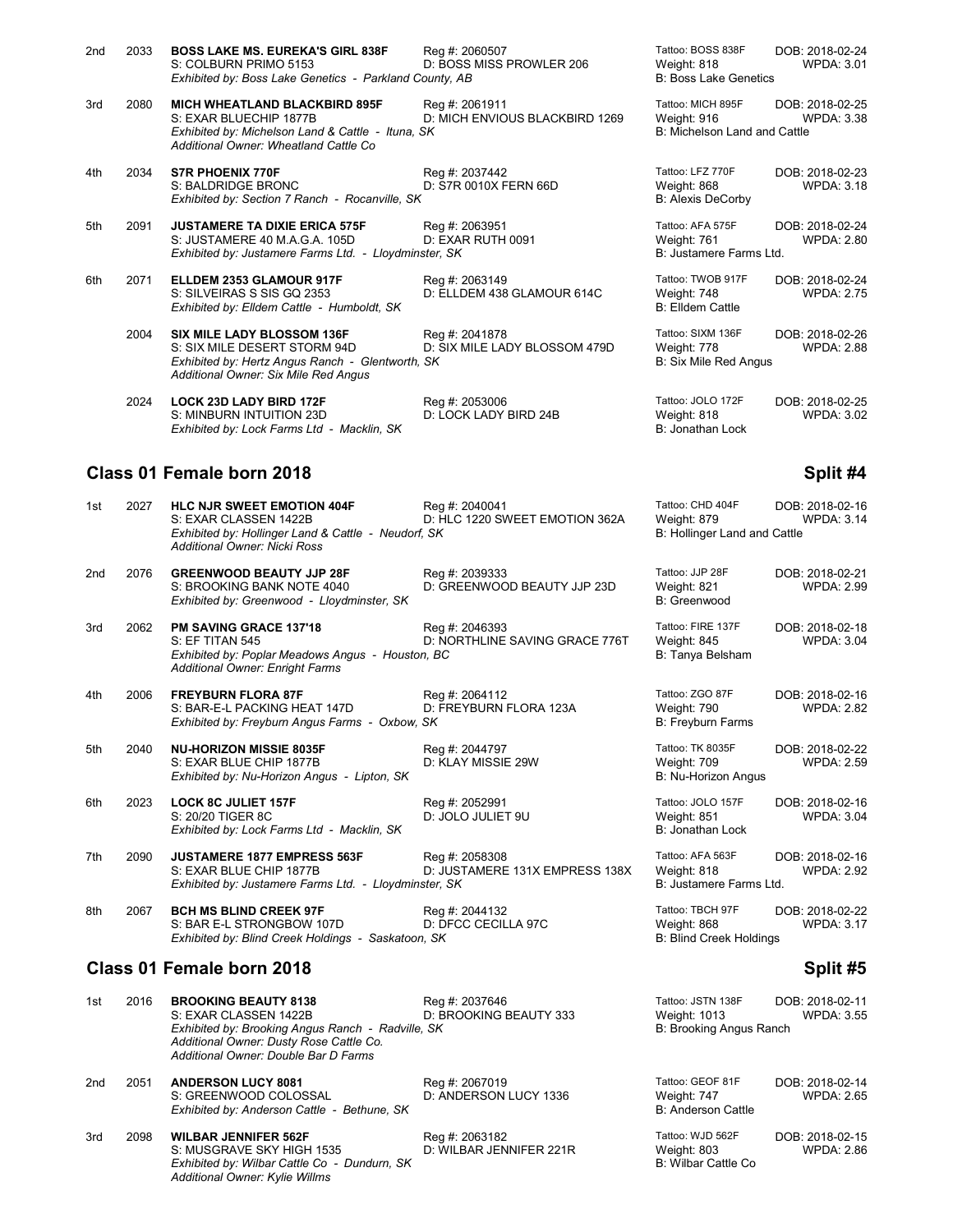| Place | No. | Animal | Reg / Dam | Tattoo / Weight / Breeder | DOB / WPDA |
|---|---|---|---|---|---|
| 2nd | 2033 | **BOSS LAKE MS. EUREKA'S GIRL 838F**<br>S: COLBURN PRIMO 5153<br>*Exhibited by: Boss Lake Genetics - Parkland County, AB* | Reg #: 2060507<br>D: BOSS MISS PROWLER 206 | Tattoo: BOSS 838F<br>Weight: 818<br>B: Boss Lake Genetics | DOB: 2018-02-24<br>WPDA: 3.01 |
| 3rd | 2080 | **MICH WHEATLAND BLACKBIRD 895F**<br>S: EXAR BLUECHIP 1877B<br>*Exhibited by: Michelson Land & Cattle - Ituna, SK*<br>*Additional Owner: Wheatland Cattle Co* | Reg #: 2061911<br>D: MICH ENVIOUS BLACKBIRD 1269 | Tattoo: MICH 895F<br>Weight: 916<br>B: Michelson Land and Cattle | DOB: 2018-02-25<br>WPDA: 3.38 |
| 4th | 2034 | **S7R PHOENIX 770F**<br>S: BALDRIDGE BRONC<br>*Exhibited by: Section 7 Ranch - Rocanville, SK* | Reg #: 2037442<br>D: S7R 0010X FERN 66D | Tattoo: LFZ 770F<br>Weight: 868<br>B: Alexis DeCorby | DOB: 2018-02-23<br>WPDA: 3.18 |
| 5th | 2091 | **JUSTAMERE TA DIXIE ERICA 575F**<br>S: JUSTAMERE 40 M.A.G.A. 105D<br>*Exhibited by: Justamere Farms Ltd. - Lloydminster, SK* | Reg #: 2063951<br>D: EXAR RUTH 0091 | Tattoo: AFA 575F<br>Weight: 761<br>B: Justamere Farms Ltd. | DOB: 2018-02-24<br>WPDA: 2.80 |
| 6th | 2071 | **ELLDEM 2353 GLAMOUR 917F**<br>S: SILVEIRAS S SIS GQ 2353<br>*Exhibited by: Elldem Cattle - Humboldt, SK* | Reg #: 2063149<br>D: ELLDEM 438 GLAMOUR 614C | Tattoo: TWOB 917F<br>Weight: 748<br>B: Elldem Cattle | DOB: 2018-02-24<br>WPDA: 2.75 |
| | 2004 | **SIX MILE LADY BLOSSOM 136F**<br>S: SIX MILE DESERT STORM 94D<br>*Exhibited by: Hertz Angus Ranch - Glentworth, SK*<br>*Additional Owner: Six Mile Red Angus* | Reg #: 2041878<br>D: SIX MILE LADY BLOSSOM 479D | Tattoo: SIXM 136F<br>Weight: 778<br>B: Six Mile Red Angus | DOB: 2018-02-26<br>WPDA: 2.88 |
| | 2024 | **LOCK 23D LADY BIRD 172F**<br>S: MINBURN INTUITION 23D<br>*Exhibited by: Lock Farms Ltd - Macklin, SK* | Reg #: 2053006<br>D: LOCK LADY BIRD 24B | Tattoo: JOLO 172F<br>Weight: 818<br>B: Jonathan Lock | DOB: 2018-02-25<br>WPDA: 3.02 |

## Class 01 Female born 2018 — Split #4

| Place | No. | Animal | Reg / Dam | Tattoo / Weight / Breeder | DOB / WPDA |
|---|---|---|---|---|---|
| 1st | 2027 | **HLC NJR SWEET EMOTION 404F**<br>S: EXAR CLASSEN 1422B<br>*Exhibited by: Hollinger Land & Cattle - Neudorf, SK*<br>*Additional Owner: Nicki Ross* | Reg #: 2040041<br>D: HLC 1220 SWEET EMOTION 362A | Tattoo: CHD 404F<br>Weight: 879<br>B: Hollinger Land and Cattle | DOB: 2018-02-16<br>WPDA: 3.14 |
| 2nd | 2076 | **GREENWOOD BEAUTY JJP 28F**<br>S: BROOKING BANK NOTE 4040<br>*Exhibited by: Greenwood - Lloydminster, SK* | Reg #: 2039333<br>D: GREENWOOD BEAUTY JJP 23D | Tattoo: JJP 28F<br>Weight: 821<br>B: Greenwood | DOB: 2018-02-21<br>WPDA: 2.99 |
| 3rd | 2062 | **PM SAVING GRACE 137'18**<br>S: EF TITAN 545<br>*Exhibited by: Poplar Meadows Angus - Houston, BC*<br>*Additional Owner: Enright Farms* | Reg #: 2046393<br>D: NORTHLINE SAVING GRACE 776T | Tattoo: FIRE 137F<br>Weight: 845<br>B: Tanya Belsham | DOB: 2018-02-18<br>WPDA: 3.04 |
| 4th | 2006 | **FREYBURN FLORA 87F**<br>S: BAR-E-L PACKING HEAT 147D<br>*Exhibited by: Freyburn Angus Farms - Oxbow, SK* | Reg #: 2064112<br>D: FREYBURN FLORA 123A | Tattoo: ZGO 87F<br>Weight: 790<br>B: Freyburn Farms | DOB: 2018-02-16<br>WPDA: 2.82 |
| 5th | 2040 | **NU-HORIZON MISSIE 8035F**<br>S: EXAR BLUE CHIP 1877B<br>*Exhibited by: Nu-Horizon Angus - Lipton, SK* | Reg #: 2044797<br>D: KLAY MISSIE 29W | Tattoo: TK 8035F<br>Weight: 709<br>B: Nu-Horizon Angus | DOB: 2018-02-22<br>WPDA: 2.59 |
| 6th | 2023 | **LOCK 8C JULIET 157F**<br>S: 20/20 TIGER 8C<br>*Exhibited by: Lock Farms Ltd - Macklin, SK* | Reg #: 2052991<br>D: JOLO JULIET 9U | Tattoo: JOLO 157F<br>Weight: 851<br>B: Jonathan Lock | DOB: 2018-02-16<br>WPDA: 3.04 |
| 7th | 2090 | **JUSTAMERE 1877 EMPRESS 563F**<br>S: EXAR BLUE CHIP 1877B<br>*Exhibited by: Justamere Farms Ltd. - Lloydminster, SK* | Reg #: 2058308<br>D: JUSTAMERE 131X EMPRESS 138X | Tattoo: AFA 563F<br>Weight: 818<br>B: Justamere Farms Ltd. | DOB: 2018-02-16<br>WPDA: 2.92 |
| 8th | 2067 | **BCH MS BLIND CREEK 97F**<br>S: BAR E-L STRONGBOW 107D<br>*Exhibited by: Blind Creek Holdings - Saskatoon, SK* | Reg #: 2044132<br>D: DFCC CECILLA 97C | Tattoo: TBCH 97F<br>Weight: 868<br>B: Blind Creek Holdings | DOB: 2018-02-22<br>WPDA: 3.17 |

## Class 01 Female born 2018 — Split #5

| Place | No. | Animal | Reg / Dam | Tattoo / Weight / Breeder | DOB / WPDA |
|---|---|---|---|---|---|
| 1st | 2016 | **BROOKING BEAUTY 8138**<br>S: EXAR CLASSEN 1422B<br>*Exhibited by: Brooking Angus Ranch - Radville, SK*<br>*Additional Owner: Dusty Rose Cattle Co.*<br>*Additional Owner: Double Bar D Farms* | Reg #: 2037646<br>D: BROOKING BEAUTY 333 | Tattoo: JSTN 138F<br>Weight: 1013<br>B: Brooking Angus Ranch | DOB: 2018-02-11<br>WPDA: 3.55 |
| 2nd | 2051 | **ANDERSON LUCY 8081**<br>S: GREENWOOD COLOSSAL<br>*Exhibited by: Anderson Cattle - Bethune, SK* | Reg #: 2067019<br>D: ANDERSON LUCY 1336 | Tattoo: GEOF 81F<br>Weight: 747<br>B: Anderson Cattle | DOB: 2018-02-14<br>WPDA: 2.65 |
| 3rd | 2098 | **WILBAR JENNIFER 562F**<br>S: MUSGRAVE SKY HIGH 1535<br>*Exhibited by: Wilbar Cattle Co - Dundurn, SK*<br>*Additional Owner: Kylie Willms* | Reg #: 2063182<br>D: WILBAR JENNIFER 221R | Tattoo: WJD 562F<br>Weight: 803<br>B: Wilbar Cattle Co | DOB: 2018-02-15<br>WPDA: 2.86 |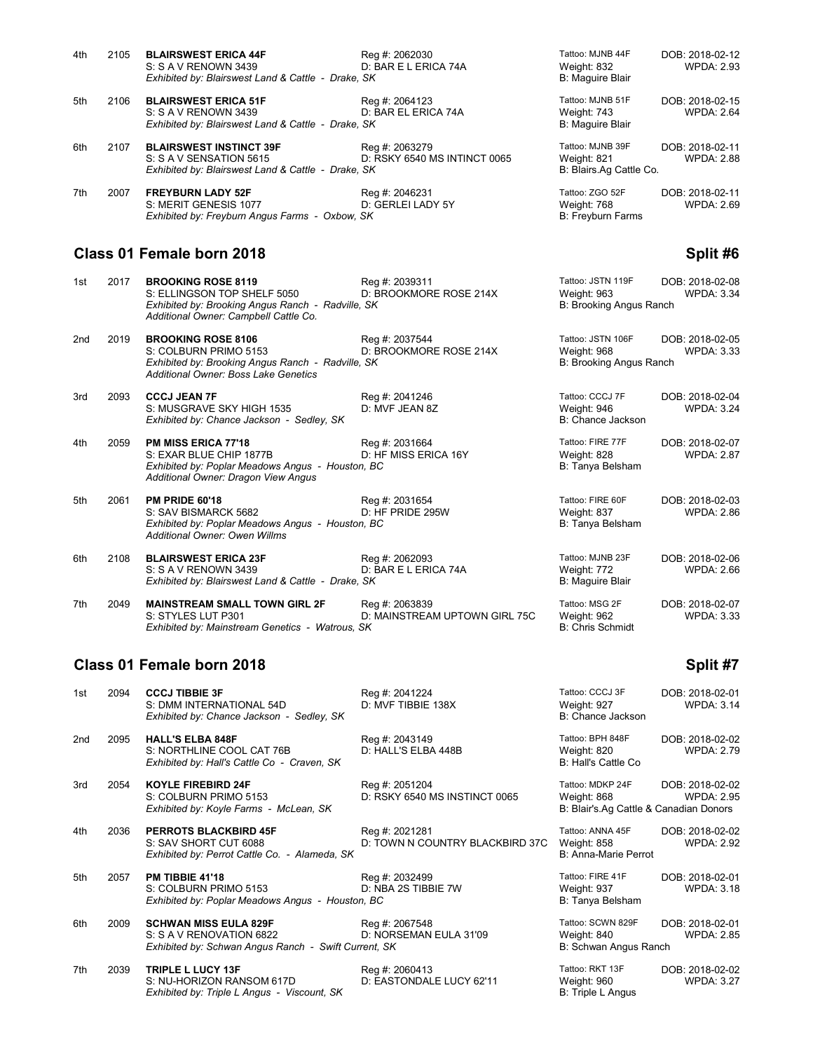| Place | No. | Name / Sire / Exhibitor | Reg / Dam | Tattoo / Weight / Breeder | DOB / WPDA |
|---|---|---|---|---|---|
| 4th | 2105 | **BLAIRSWEST ERICA 44F**<br>S: S A V RENOWN 3439<br>*Exhibited by: Blairswest Land & Cattle - Drake, SK* | Reg #: 2062030<br>D: BAR E L ERICA 74A | Tattoo: MJNB 44F<br>Weight: 832<br>B: Maguire Blair | DOB: 2018-02-12<br>WPDA: 2.93 |
| 5th | 2106 | **BLAIRSWEST ERICA 51F**<br>S: S A V RENOWN 3439<br>*Exhibited by: Blairswest Land & Cattle - Drake, SK* | Reg #: 2064123<br>D: BAR EL ERICA 74A | Tattoo: MJNB 51F<br>Weight: 743<br>B: Maguire Blair | DOB: 2018-02-15<br>WPDA: 2.64 |
| 6th | 2107 | **BLAIRSWEST INSTINCT 39F**<br>S: S A V SENSATION 5615<br>*Exhibited by: Blairswest Land & Cattle - Drake, SK* | Reg #: 2063279<br>D: RSKY 6540 MS INTINCT 0065 | Tattoo: MJNB 39F<br>Weight: 821<br>B: Blairs.Ag Cattle Co. | DOB: 2018-02-11<br>WPDA: 2.88 |
| 7th | 2007 | **FREYBURN LADY 52F**<br>S: MERIT GENESIS 1077<br>*Exhibited by: Freyburn Angus Farms - Oxbow, SK* | Reg #: 2046231<br>D: GERLEI LADY 5Y | Tattoo: ZGO 52F<br>Weight: 768<br>B: Freyburn Farms | DOB: 2018-02-11<br>WPDA: 2.69 |

## Class 01 Female born 2018 — Split #6

| Place | No. | Name / Sire / Exhibitor | Reg / Dam | Tattoo / Weight / Breeder | DOB / WPDA |
|---|---|---|---|---|---|
| 1st | 2017 | **BROOKING ROSE 8119**<br>S: ELLINGSON TOP SHELF 5050<br>*Exhibited by: Brooking Angus Ranch - Radville, SK*<br>*Additional Owner: Campbell Cattle Co.* | Reg #: 2039311<br>D: BROOKMORE ROSE 214X | Tattoo: JSTN 119F<br>Weight: 963<br>B: Brooking Angus Ranch | DOB: 2018-02-08<br>WPDA: 3.34 |
| 2nd | 2019 | **BROOKING ROSE 8106**<br>S: COLBURN PRIMO 5153<br>*Exhibited by: Brooking Angus Ranch - Radville, SK*<br>*Additional Owner: Boss Lake Genetics* | Reg #: 2037544<br>D: BROOKMORE ROSE 214X | Tattoo: JSTN 106F<br>Weight: 968<br>B: Brooking Angus Ranch | DOB: 2018-02-05<br>WPDA: 3.33 |
| 3rd | 2093 | **CCCJ JEAN 7F**<br>S: MUSGRAVE SKY HIGH 1535<br>*Exhibited by: Chance Jackson - Sedley, SK* | Reg #: 2041246<br>D: MVF JEAN 8Z | Tattoo: CCCJ 7F<br>Weight: 946<br>B: Chance Jackson | DOB: 2018-02-04<br>WPDA: 3.24 |
| 4th | 2059 | **PM MISS ERICA 77'18**<br>S: EXAR BLUE CHIP 1877B<br>*Exhibited by: Poplar Meadows Angus - Houston, BC*<br>*Additional Owner: Dragon View Angus* | Reg #: 2031664<br>D: HF MISS ERICA 16Y | Tattoo: FIRE 77F<br>Weight: 828<br>B: Tanya Belsham | DOB: 2018-02-07<br>WPDA: 2.87 |
| 5th | 2061 | **PM PRIDE 60'18**<br>S: SAV BISMARCK 5682<br>*Exhibited by: Poplar Meadows Angus - Houston, BC*<br>*Additional Owner: Owen Willms* | Reg #: 2031654<br>D: HF PRIDE 295W | Tattoo: FIRE 60F<br>Weight: 837<br>B: Tanya Belsham | DOB: 2018-02-03<br>WPDA: 2.86 |
| 6th | 2108 | **BLAIRSWEST ERICA 23F**<br>S: S A V RENOWN 3439<br>*Exhibited by: Blairswest Land & Cattle - Drake, SK* | Reg #: 2062093<br>D: BAR E L ERICA 74A | Tattoo: MJNB 23F<br>Weight: 772<br>B: Maguire Blair | DOB: 2018-02-06<br>WPDA: 2.66 |
| 7th | 2049 | **MAINSTREAM SMALL TOWN GIRL 2F**<br>S: STYLES LUT P301<br>*Exhibited by: Mainstream Genetics - Watrous, SK* | Reg #: 2063839<br>D: MAINSTREAM UPTOWN GIRL 75C | Tattoo: MSG 2F<br>Weight: 962<br>B: Chris Schmidt | DOB: 2018-02-07<br>WPDA: 3.33 |

## Class 01 Female born 2018 — Split #7

| Place | No. | Name / Sire / Exhibitor | Reg / Dam | Tattoo / Weight / Breeder | DOB / WPDA |
|---|---|---|---|---|---|
| 1st | 2094 | **CCCJ TIBBIE 3F**<br>S: DMM INTERNATIONAL 54D<br>*Exhibited by: Chance Jackson - Sedley, SK* | Reg #: 2041224<br>D: MVF TIBBIE 138X | Tattoo: CCCJ 3F<br>Weight: 927<br>B: Chance Jackson | DOB: 2018-02-01<br>WPDA: 3.14 |
| 2nd | 2095 | **HALL'S ELBA 848F**<br>S: NORTHLINE COOL CAT 76B<br>*Exhibited by: Hall's Cattle Co - Craven, SK* | Reg #: 2043149<br>D: HALL'S ELBA 448B | Tattoo: BPH 848F<br>Weight: 820<br>B: Hall's Cattle Co | DOB: 2018-02-02<br>WPDA: 2.79 |
| 3rd | 2054 | **KOYLE FIREBIRD 24F**<br>S: COLBURN PRIMO 5153<br>*Exhibited by: Koyle Farms - McLean, SK* | Reg #: 2051204<br>D: RSKY 6540 MS INSTINCT 0065 | Tattoo: MDKP 24F<br>Weight: 868<br>B: Blair's.Ag Cattle & Canadian Donors | DOB: 2018-02-02<br>WPDA: 2.95 |
| 4th | 2036 | **PERROTS BLACKBIRD 45F**<br>S: SAV SHORT CUT 6088<br>*Exhibited by: Perrot Cattle Co. - Alameda, SK* | Reg #: 2021281<br>D: TOWN N COUNTRY BLACKBIRD 37C | Tattoo: ANNA 45F<br>Weight: 858<br>B: Anna-Marie Perrot | DOB: 2018-02-02<br>WPDA: 2.92 |
| 5th | 2057 | **PM TIBBIE 41'18**<br>S: COLBURN PRIMO 5153<br>*Exhibited by: Poplar Meadows Angus - Houston, BC* | Reg #: 2032499<br>D: NBA 2S TIBBIE 7W | Tattoo: FIRE 41F<br>Weight: 937<br>B: Tanya Belsham | DOB: 2018-02-01<br>WPDA: 3.18 |
| 6th | 2009 | **SCHWAN MISS EULA 829F**<br>S: S A V RENOVATION 6822<br>*Exhibited by: Schwan Angus Ranch - Swift Current, SK* | Reg #: 2067548<br>D: NORSEMAN EULA 31'09 | Tattoo: SCWN 829F<br>Weight: 840<br>B: Schwan Angus Ranch | DOB: 2018-02-01<br>WPDA: 2.85 |
| 7th | 2039 | **TRIPLE L LUCY 13F**<br>S: NU-HORIZON RANSOM 617D<br>*Exhibited by: Triple L Angus - Viscount, SK* | Reg #: 2060413<br>D: EASTONDALE LUCY 62'11 | Tattoo: RKT 13F<br>Weight: 960<br>B: Triple L Angus | DOB: 2018-02-02<br>WPDA: 3.27 |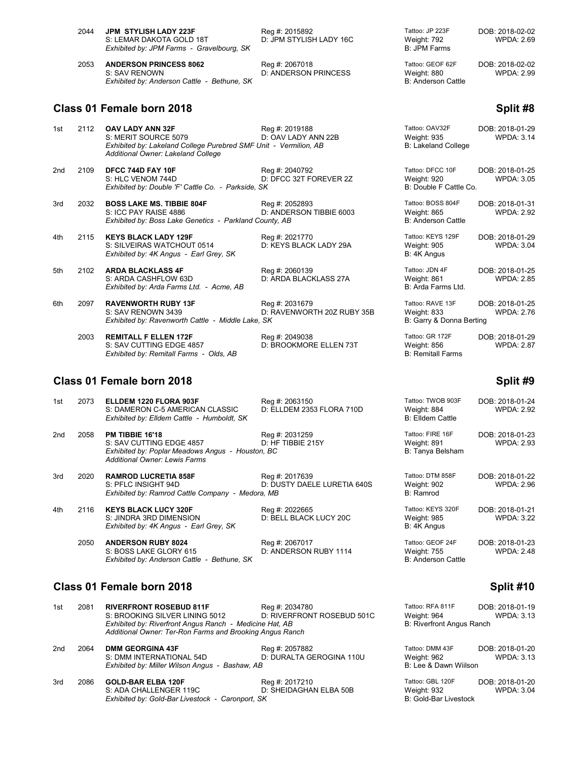| | | | | | |
|---|---|---|---|---|---|
| | 2044 | **JPM STYLISH LADY 223F**<br>S: LEMAR DAKOTA GOLD 18T<br>*Exhibited by: JPM Farms - Gravelbourg, SK* | Reg #: 2015892<br>D: JPM STYLISH LADY 16C | Tattoo: JP 223F<br>Weight: 792<br>B: JPM Farms | DOB: 2018-02-02<br>WPDA: 2.69 |
| | 2053 | **ANDERSON PRINCESS 8062**<br>S: SAV RENOWN<br>*Exhibited by: Anderson Cattle - Bethune, SK* | Reg #: 2067018<br>D: ANDERSON PRINCESS | Tattoo: GEOF 62F<br>Weight: 880<br>B: Anderson Cattle | DOB: 2018-02-02<br>WPDA: 2.99 |

## Class 01 Female born 2018 — Split #8

| Place | No. | Animal | Reg / Dam | Tattoo / Weight / Breeder | DOB / WPDA |
|---|---|---|---|---|---|
| 1st | 2112 | **OAV LADY ANN 32F**<br>S: MERIT SOURCE 5079<br>*Exhibited by: Lakeland College Purebred SMF Unit - Vermilion, AB*<br>*Additional Owner: Lakeland College* | Reg #: 2019188<br>D: OAV LADY ANN 22B | Tattoo: OAV32F<br>Weight: 935<br>B: Lakeland College | DOB: 2018-01-29<br>WPDA: 3.14 |
| 2nd | 2109 | **DFCC 744D FAY 10F**<br>S: HLC VENOM 744D<br>*Exhibited by: Double 'F' Cattle Co. - Parkside, SK* | Reg #: 2040792<br>D: DFCC 32T FOREVER 2Z | Tattoo: DFCC 10F<br>Weight: 920<br>B: Double F Cattle Co. | DOB: 2018-01-25<br>WPDA: 3.05 |
| 3rd | 2032 | **BOSS LAKE MS. TIBBIE 804F**<br>S: ICC PAY RAISE 4886<br>*Exhibited by: Boss Lake Genetics - Parkland County, AB* | Reg #: 2052893<br>D: ANDERSON TIBBIE 6003 | Tattoo: BOSS 804F<br>Weight: 865<br>B: Anderson Cattle | DOB: 2018-01-31<br>WPDA: 2.92 |
| 4th | 2115 | **KEYS BLACK LADY 129F**<br>S: SILVEIRAS WATCHOUT 0514<br>*Exhibited by: 4K Angus - Earl Grey, SK* | Reg #: 2021770<br>D: KEYS BLACK LADY 29A | Tattoo: KEYS 129F<br>Weight: 905<br>B: 4K Angus | DOB: 2018-01-29<br>WPDA: 3.04 |
| 5th | 2102 | **ARDA BLACKLASS 4F**<br>S: ARDA CASHFLOW 63D<br>*Exhibited by: Arda Farms Ltd. - Acme, AB* | Reg #: 2060139<br>D: ARDA BLACKLASS 27A | Tattoo: JDN 4F<br>Weight: 861<br>B: Arda Farms Ltd. | DOB: 2018-01-25<br>WPDA: 2.85 |
| 6th | 2097 | **RAVENWORTH RUBY 13F**<br>S: SAV RENOWN 3439<br>*Exhibited by: Ravenworth Cattle - Middle Lake, SK* | Reg #: 2031679<br>D: RAVENWORTH 20Z RUBY 35B | Tattoo: RAVE 13F<br>Weight: 833<br>B: Garry & Donna Berting | DOB: 2018-01-25<br>WPDA: 2.76 |
| | 2003 | **REMITALL F ELLEN 172F**<br>S: SAV CUTTING EDGE 4857<br>*Exhibited by: Remitall Farms - Olds, AB* | Reg #: 2049038<br>D: BROOKMORE ELLEN 73T | Tattoo: GR 172F<br>Weight: 856<br>B: Remitall Farms | DOB: 2018-01-29<br>WPDA: 2.87 |

## Class 01 Female born 2018 — Split #9

| Place | No. | Animal | Reg / Dam | Tattoo / Weight / Breeder | DOB / WPDA |
|---|---|---|---|---|---|
| 1st | 2073 | **ELLDEM 1220 FLORA 903F**<br>S: DAMERON C-5 AMERICAN CLASSIC<br>*Exhibited by: Elldem Cattle - Humboldt, SK* | Reg #: 2063150<br>D: ELLDEM 2353 FLORA 710D | Tattoo: TWOB 903F<br>Weight: 884<br>B: Elldem Cattle | DOB: 2018-01-24<br>WPDA: 2.92 |
| 2nd | 2058 | **PM TIBBIE 16'18**<br>S: SAV CUTTING EDGE 4857<br>*Exhibited by: Poplar Meadows Angus - Houston, BC*<br>*Additional Owner: Lewis Farms* | Reg #: 2031259<br>D: HF TIBBIE 215Y | Tattoo: FIRE 16F<br>Weight: 891<br>B: Tanya Belsham | DOB: 2018-01-23<br>WPDA: 2.93 |
| 3rd | 2020 | **RAMROD LUCRETIA 858F**<br>S: PFLC INSIGHT 94D<br>*Exhibited by: Ramrod Cattle Company - Medora, MB* | Reg #: 2017639<br>D: DUSTY DAELE LURETIA 640S | Tattoo: DTM 858F<br>Weight: 902<br>B: Ramrod | DOB: 2018-01-22<br>WPDA: 2.96 |
| 4th | 2116 | **KEYS BLACK LUCY 320F**<br>S: JINDRA 3RD DIMENSION<br>*Exhibited by: 4K Angus - Earl Grey, SK* | Reg #: 2022665<br>D: BELL BLACK LUCY 20C | Tattoo: KEYS 320F<br>Weight: 985<br>B: 4K Angus | DOB: 2018-01-21<br>WPDA: 3.22 |
| | 2050 | **ANDERSON RUBY 8024**<br>S: BOSS LAKE GLORY 615<br>*Exhibited by: Anderson Cattle - Bethune, SK* | Reg #: 2067017<br>D: ANDERSON RUBY 1114 | Tattoo: GEOF 24F<br>Weight: 755<br>B: Anderson Cattle | DOB: 2018-01-23<br>WPDA: 2.48 |

## Class 01 Female born 2018 — Split #10

| Place | No. | Animal | Reg / Dam | Tattoo / Weight / Breeder | DOB / WPDA |
|---|---|---|---|---|---|
| 1st | 2081 | **RIVERFRONT ROSEBUD 811F**<br>S: BROOKING SILVER LINING 5012<br>*Exhibited by: Riverfront Angus Ranch - Medicine Hat, AB*<br>*Additional Owner: Ter-Ron Farms and Brooking Angus Ranch* | Reg #: 2034780<br>D: RIVERFRONT ROSEBUD 501C | Tattoo: RFA 811F<br>Weight: 964<br>B: Riverfront Angus Ranch | DOB: 2018-01-19<br>WPDA: 3.13 |
| 2nd | 2064 | **DMM GEORGINA 43F**<br>S: DMM INTERNATIONAL 54D<br>*Exhibited by: Miller Wilson Angus - Bashaw, AB* | Reg #: 2057882<br>D: DURALTA GEROGINA 110U | Tattoo: DMM 43F<br>Weight: 962<br>B: Lee & Dawn Wiilson | DOB: 2018-01-20<br>WPDA: 3.13 |
| 3rd | 2086 | **GOLD-BAR ELBA 120F**<br>S: ADA CHALLENGER 119C<br>*Exhibited by: Gold-Bar Livestock - Caronport, SK* | Reg #: 2017210<br>D: SHEIDAGHAN ELBA 50B | Tattoo: GBL 120F<br>Weight: 932<br>B: Gold-Bar Livestock | DOB: 2018-01-20<br>WPDA: 3.04 |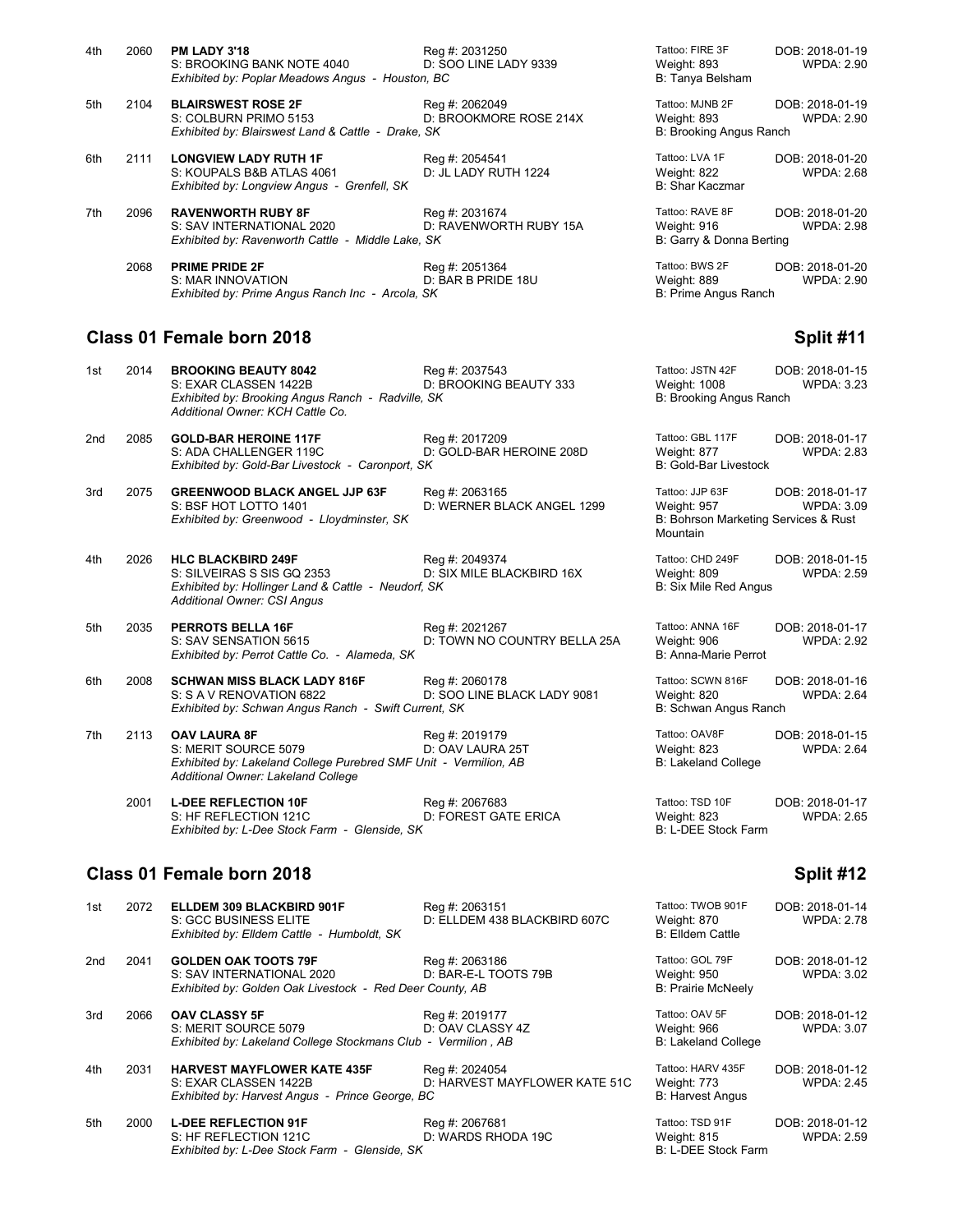| Place | No. | Animal | Reg / Dam | Tattoo / Weight / Breeder | DOB / WPDA |
|---|---|---|---|---|---|
| 4th | 2060 | **PM LADY 3'18**<br>S: BROOKING BANK NOTE 4040<br>*Exhibited by: Poplar Meadows Angus - Houston, BC* | Reg #: 2031250<br>D: SOO LINE LADY 9339 | Tattoo: FIRE 3F<br>Weight: 893<br>B: Tanya Belsham | DOB: 2018-01-19<br>WPDA: 2.90 |
| 5th | 2104 | **BLAIRSWEST ROSE 2F**<br>S: COLBURN PRIMO 5153<br>*Exhibited by: Blairswest Land & Cattle - Drake, SK* | Reg #: 2062049<br>D: BROOKMORE ROSE 214X | Tattoo: MJNB 2F<br>Weight: 893<br>B: Brooking Angus Ranch | DOB: 2018-01-19<br>WPDA: 2.90 |
| 6th | 2111 | **LONGVIEW LADY RUTH 1F**<br>S: KOUPALS B&B ATLAS 4061<br>*Exhibited by: Longview Angus - Grenfell, SK* | Reg #: 2054541<br>D: JL LADY RUTH 1224 | Tattoo: LVA 1F<br>Weight: 822<br>B: Shar Kaczmar | DOB: 2018-01-20<br>WPDA: 2.68 |
| 7th | 2096 | **RAVENWORTH RUBY 8F**<br>S: SAV INTERNATIONAL 2020<br>*Exhibited by: Ravenworth Cattle - Middle Lake, SK* | Reg #: 2031674<br>D: RAVENWORTH RUBY 15A | Tattoo: RAVE 8F<br>Weight: 916<br>B: Garry & Donna Berting | DOB: 2018-01-20<br>WPDA: 2.98 |
| | 2068 | **PRIME PRIDE 2F**<br>S: MAR INNOVATION<br>*Exhibited by: Prime Angus Ranch Inc - Arcola, SK* | Reg #: 2051364<br>D: BAR B PRIDE 18U | Tattoo: BWS 2F<br>Weight: 889<br>B: Prime Angus Ranch | DOB: 2018-01-20<br>WPDA: 2.90 |

## Class 01 Female born 2018 — Split #11

| Place | No. | Animal | Reg / Dam | Tattoo / Weight / Breeder | DOB / WPDA |
|---|---|---|---|---|---|
| 1st | 2014 | **BROOKING BEAUTY 8042**<br>S: EXAR CLASSEN 1422B<br>*Exhibited by: Brooking Angus Ranch - Radville, SK*<br>*Additional Owner: KCH Cattle Co.* | Reg #: 2037543<br>D: BROOKING BEAUTY 333 | Tattoo: JSTN 42F<br>Weight: 1008<br>B: Brooking Angus Ranch | DOB: 2018-01-15<br>WPDA: 3.23 |
| 2nd | 2085 | **GOLD-BAR HEROINE 117F**<br>S: ADA CHALLENGER 119C<br>*Exhibited by: Gold-Bar Livestock - Caronport, SK* | Reg #: 2017209<br>D: GOLD-BAR HEROINE 208D | Tattoo: GBL 117F<br>Weight: 877<br>B: Gold-Bar Livestock | DOB: 2018-01-17<br>WPDA: 2.83 |
| 3rd | 2075 | **GREENWOOD BLACK ANGEL JJP 63F**<br>S: BSF HOT LOTTO 1401<br>*Exhibited by: Greenwood - Lloydminster, SK* | Reg #: 2063165<br>D: WERNER BLACK ANGEL 1299 | Tattoo: JJP 63F<br>Weight: 957<br>B: Bohrson Marketing Services & Rust Mountain | DOB: 2018-01-17<br>WPDA: 3.09 |
| 4th | 2026 | **HLC BLACKBIRD 249F**<br>S: SILVEIRAS S SIS GQ 2353<br>*Exhibited by: Hollinger Land & Cattle - Neudorf, SK*<br>*Additional Owner: CSI Angus* | Reg #: 2049374<br>D: SIX MILE BLACKBIRD 16X | Tattoo: CHD 249F<br>Weight: 809<br>B: Six Mile Red Angus | DOB: 2018-01-15<br>WPDA: 2.59 |
| 5th | 2035 | **PERROTS BELLA 16F**<br>S: SAV SENSATION 5615<br>*Exhibited by: Perrot Cattle Co. - Alameda, SK* | Reg #: 2021267<br>D: TOWN NO COUNTRY BELLA 25A | Tattoo: ANNA 16F<br>Weight: 906<br>B: Anna-Marie Perrot | DOB: 2018-01-17<br>WPDA: 2.92 |
| 6th | 2008 | **SCHWAN MISS BLACK LADY 816F**<br>S: S A V RENOVATION 6822<br>*Exhibited by: Schwan Angus Ranch - Swift Current, SK* | Reg #: 2060178<br>D: SOO LINE BLACK LADY 9081 | Tattoo: SCWN 816F<br>Weight: 820<br>B: Schwan Angus Ranch | DOB: 2018-01-16<br>WPDA: 2.64 |
| 7th | 2113 | **OAV LAURA 8F**<br>S: MERIT SOURCE 5079<br>*Exhibited by: Lakeland College Purebred SMF Unit - Vermilion, AB*<br>*Additional Owner: Lakeland College* | Reg #: 2019179<br>D: OAV LAURA 25T | Tattoo: OAV8F<br>Weight: 823<br>B: Lakeland College | DOB: 2018-01-15<br>WPDA: 2.64 |
| | 2001 | **L-DEE REFLECTION 10F**<br>S: HF REFLECTION 121C<br>*Exhibited by: L-Dee Stock Farm - Glenside, SK* | Reg #: 2067683<br>D: FOREST GATE ERICA | Tattoo: TSD 10F<br>Weight: 823<br>B: L-DEE Stock Farm | DOB: 2018-01-17<br>WPDA: 2.65 |

## Class 01 Female born 2018 — Split #12

| Place | No. | Animal | Reg / Dam | Tattoo / Weight / Breeder | DOB / WPDA |
|---|---|---|---|---|---|
| 1st | 2072 | **ELLDEM 309 BLACKBIRD 901F**<br>S: GCC BUSINESS ELITE<br>*Exhibited by: Elldem Cattle - Humboldt, SK* | Reg #: 2063151<br>D: ELLDEM 438 BLACKBIRD 607C | Tattoo: TWOB 901F<br>Weight: 870<br>B: Elldem Cattle | DOB: 2018-01-14<br>WPDA: 2.78 |
| 2nd | 2041 | **GOLDEN OAK TOOTS 79F**<br>S: SAV INTERNATIONAL 2020<br>*Exhibited by: Golden Oak Livestock - Red Deer County, AB* | Reg #: 2063186<br>D: BAR-E-L TOOTS 79B | Tattoo: GOL 79F<br>Weight: 950<br>B: Prairie McNeely | DOB: 2018-01-12<br>WPDA: 3.02 |
| 3rd | 2066 | **OAV CLASSY 5F**<br>S: MERIT SOURCE 5079<br>*Exhibited by: Lakeland College Stockmans Club - Vermilion , AB* | Reg #: 2019177<br>D: OAV CLASSY 4Z | Tattoo: OAV 5F<br>Weight: 966<br>B: Lakeland College | DOB: 2018-01-12<br>WPDA: 3.07 |
| 4th | 2031 | **HARVEST MAYFLOWER KATE 435F**<br>S: EXAR CLASSEN 1422B<br>*Exhibited by: Harvest Angus - Prince George, BC* | Reg #: 2024054<br>D: HARVEST MAYFLOWER KATE 51C | Tattoo: HARV 435F<br>Weight: 773<br>B: Harvest Angus | DOB: 2018-01-12<br>WPDA: 2.45 |
| 5th | 2000 | **L-DEE REFLECTION 91F**<br>S: HF REFLECTION 121C<br>*Exhibited by: L-Dee Stock Farm - Glenside, SK* | Reg #: 2067681<br>D: WARDS RHODA 19C | Tattoo: TSD 91F<br>Weight: 815<br>B: L-DEE Stock Farm | DOB: 2018-01-12<br>WPDA: 2.59 |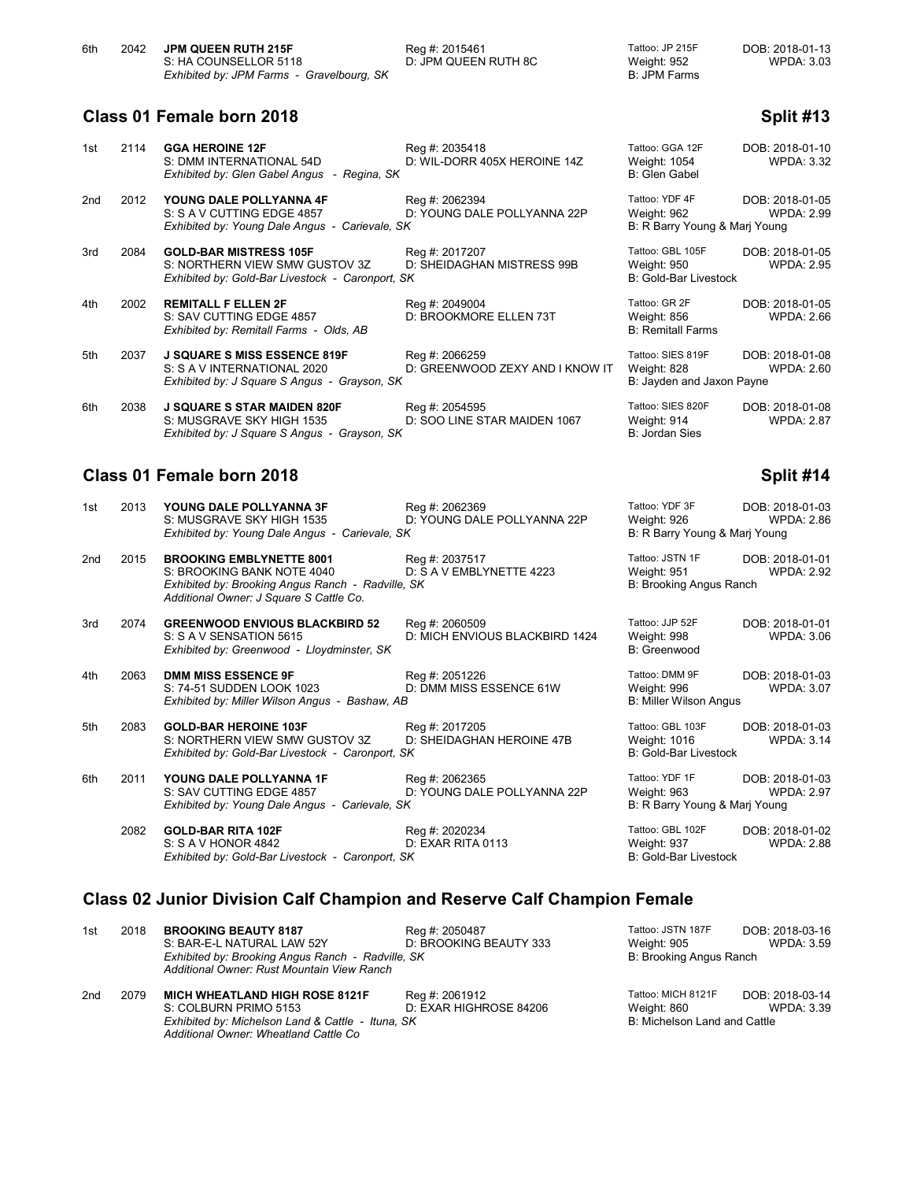| Place | No. | Name / Sire / Exhibitor | Reg # / Dam | Tattoo / Weight / Breeder | DOB / WPDA |
|---|---|---|---|---|---|
| 6th | 2042 | **JPM QUEEN RUTH 215F**<br>S: HA COUNSELLOR 5118<br>*Exhibited by: JPM Farms - Gravelbourg, SK* | Reg #: 2015461<br>D: JPM QUEEN RUTH 8C | Tattoo: JP 215F<br>Weight: 952<br>B: JPM Farms | DOB: 2018-01-13<br>WPDA: 3.03 |

## Class 01 Female born 2018 — Split #13

| Place | No. | Name / Sire / Exhibitor | Reg # / Dam | Tattoo / Weight / Breeder | DOB / WPDA |
|---|---|---|---|---|---|
| 1st | 2114 | **GGA HEROINE 12F**<br>S: DMM INTERNATIONAL 54D<br>*Exhibited by: Glen Gabel Angus - Regina, SK* | Reg #: 2035418<br>D: WIL-DORR 405X HEROINE 14Z | Tattoo: GGA 12F<br>Weight: 1054<br>B: Glen Gabel | DOB: 2018-01-10<br>WPDA: 3.32 |
| 2nd | 2012 | **YOUNG DALE POLLYANNA 4F**<br>S: S A V CUTTING EDGE 4857<br>*Exhibited by: Young Dale Angus - Carievale, SK* | Reg #: 2062394<br>D: YOUNG DALE POLLYANNA 22P | Tattoo: YDF 4F<br>Weight: 962<br>B: R Barry Young & Marj Young | DOB: 2018-01-05<br>WPDA: 2.99 |
| 3rd | 2084 | **GOLD-BAR MISTRESS 105F**<br>S: NORTHERN VIEW SMW GUSTOV 3Z<br>*Exhibited by: Gold-Bar Livestock - Caronport, SK* | Reg #: 2017207<br>D: SHEIDAGHAN MISTRESS 99B | Tattoo: GBL 105F<br>Weight: 950<br>B: Gold-Bar Livestock | DOB: 2018-01-05<br>WPDA: 2.95 |
| 4th | 2002 | **REMITALL F ELLEN 2F**<br>S: SAV CUTTING EDGE 4857<br>*Exhibited by: Remitall Farms - Olds, AB* | Reg #: 2049004<br>D: BROOKMORE ELLEN 73T | Tattoo: GR 2F<br>Weight: 856<br>B: Remitall Farms | DOB: 2018-01-05<br>WPDA: 2.66 |
| 5th | 2037 | **J SQUARE S MISS ESSENCE 819F**<br>S: S A V INTERNATIONAL 2020<br>*Exhibited by: J Square S Angus - Grayson, SK* | Reg #: 2066259<br>D: GREENWOOD ZEXY AND I KNOW IT | Tattoo: SIES 819F<br>Weight: 828<br>B: Jayden and Jaxon Payne | DOB: 2018-01-08<br>WPDA: 2.60 |
| 6th | 2038 | **J SQUARE S STAR MAIDEN 820F**<br>S: MUSGRAVE SKY HIGH 1535<br>*Exhibited by: J Square S Angus - Grayson, SK* | Reg #: 2054595<br>D: SOO LINE STAR MAIDEN 1067 | Tattoo: SIES 820F<br>Weight: 914<br>B: Jordan Sies | DOB: 2018-01-08<br>WPDA: 2.87 |

## Class 01 Female born 2018 — Split #14

| Place | No. | Name / Sire / Exhibitor | Reg # / Dam | Tattoo / Weight / Breeder | DOB / WPDA |
|---|---|---|---|---|---|
| 1st | 2013 | **YOUNG DALE POLLYANNA 3F**<br>S: MUSGRAVE SKY HIGH 1535<br>*Exhibited by: Young Dale Angus - Carievale, SK* | Reg #: 2062369<br>D: YOUNG DALE POLLYANNA 22P | Tattoo: YDF 3F<br>Weight: 926<br>B: R Barry Young & Marj Young | DOB: 2018-01-03<br>WPDA: 2.86 |
| 2nd | 2015 | **BROOKING EMBLYNETTE 8001**<br>S: BROOKING BANK NOTE 4040<br>*Exhibited by: Brooking Angus Ranch - Radville, SK*<br>*Additional Owner: J Square S Cattle Co.* | Reg #: 2037517<br>D: S A V EMBLYNETTE 4223 | Tattoo: JSTN 1F<br>Weight: 951<br>B: Brooking Angus Ranch | DOB: 2018-01-01<br>WPDA: 2.92 |
| 3rd | 2074 | **GREENWOOD ENVIOUS BLACKBIRD 52**<br>S: S A V SENSATION 5615<br>*Exhibited by: Greenwood - Lloydminster, SK* | Reg #: 2060509<br>D: MICH ENVIOUS BLACKBIRD 1424 | Tattoo: JJP 52F<br>Weight: 998<br>B: Greenwood | DOB: 2018-01-01<br>WPDA: 3.06 |
| 4th | 2063 | **DMM MISS ESSENCE 9F**<br>S: 74-51 SUDDEN LOOK 1023<br>*Exhibited by: Miller Wilson Angus - Bashaw, AB* | Reg #: 2051226<br>D: DMM MISS ESSENCE 61W | Tattoo: DMM 9F<br>Weight: 996<br>B: Miller Wilson Angus | DOB: 2018-01-03<br>WPDA: 3.07 |
| 5th | 2083 | **GOLD-BAR HEROINE 103F**<br>S: NORTHERN VIEW SMW GUSTOV 3Z<br>*Exhibited by: Gold-Bar Livestock - Caronport, SK* | Reg #: 2017205<br>D: SHEIDAGHAN HEROINE 47B | Tattoo: GBL 103F<br>Weight: 1016<br>B: Gold-Bar Livestock | DOB: 2018-01-03<br>WPDA: 3.14 |
| 6th | 2011 | **YOUNG DALE POLLYANNA 1F**<br>S: SAV CUTTING EDGE 4857<br>*Exhibited by: Young Dale Angus - Carievale, SK* | Reg #: 2062365<br>D: YOUNG DALE POLLYANNA 22P | Tattoo: YDF 1F<br>Weight: 963<br>B: R Barry Young & Marj Young | DOB: 2018-01-03<br>WPDA: 2.97 |
| | 2082 | **GOLD-BAR RITA 102F**<br>S: S A V HONOR 4842<br>*Exhibited by: Gold-Bar Livestock - Caronport, SK* | Reg #: 2020234<br>D: EXAR RITA 0113 | Tattoo: GBL 102F<br>Weight: 937<br>B: Gold-Bar Livestock | DOB: 2018-01-02<br>WPDA: 2.88 |

## Class 02 Junior Division Calf Champion and Reserve Calf Champion Female

| Place | No. | Name / Sire / Exhibitor | Reg # / Dam | Tattoo / Weight / Breeder | DOB / WPDA |
|---|---|---|---|---|---|
| 1st | 2018 | **BROOKING BEAUTY 8187**<br>S: BAR-E-L NATURAL LAW 52Y<br>*Exhibited by: Brooking Angus Ranch - Radville, SK*<br>*Additional Owner: Rust Mountain View Ranch* | Reg #: 2050487<br>D: BROOKING BEAUTY 333 | Tattoo: JSTN 187F<br>Weight: 905<br>B: Brooking Angus Ranch | DOB: 2018-03-16<br>WPDA: 3.59 |
| 2nd | 2079 | **MICH WHEATLAND HIGH ROSE 8121F**<br>S: COLBURN PRIMO 5153<br>*Exhibited by: Michelson Land & Cattle - Ituna, SK*<br>*Additional Owner: Wheatland Cattle Co* | Reg #: 2061912<br>D: EXAR HIGHROSE 84206 | Tattoo: MICH 8121F<br>Weight: 860<br>B: Michelson Land and Cattle | DOB: 2018-03-14<br>WPDA: 3.39 |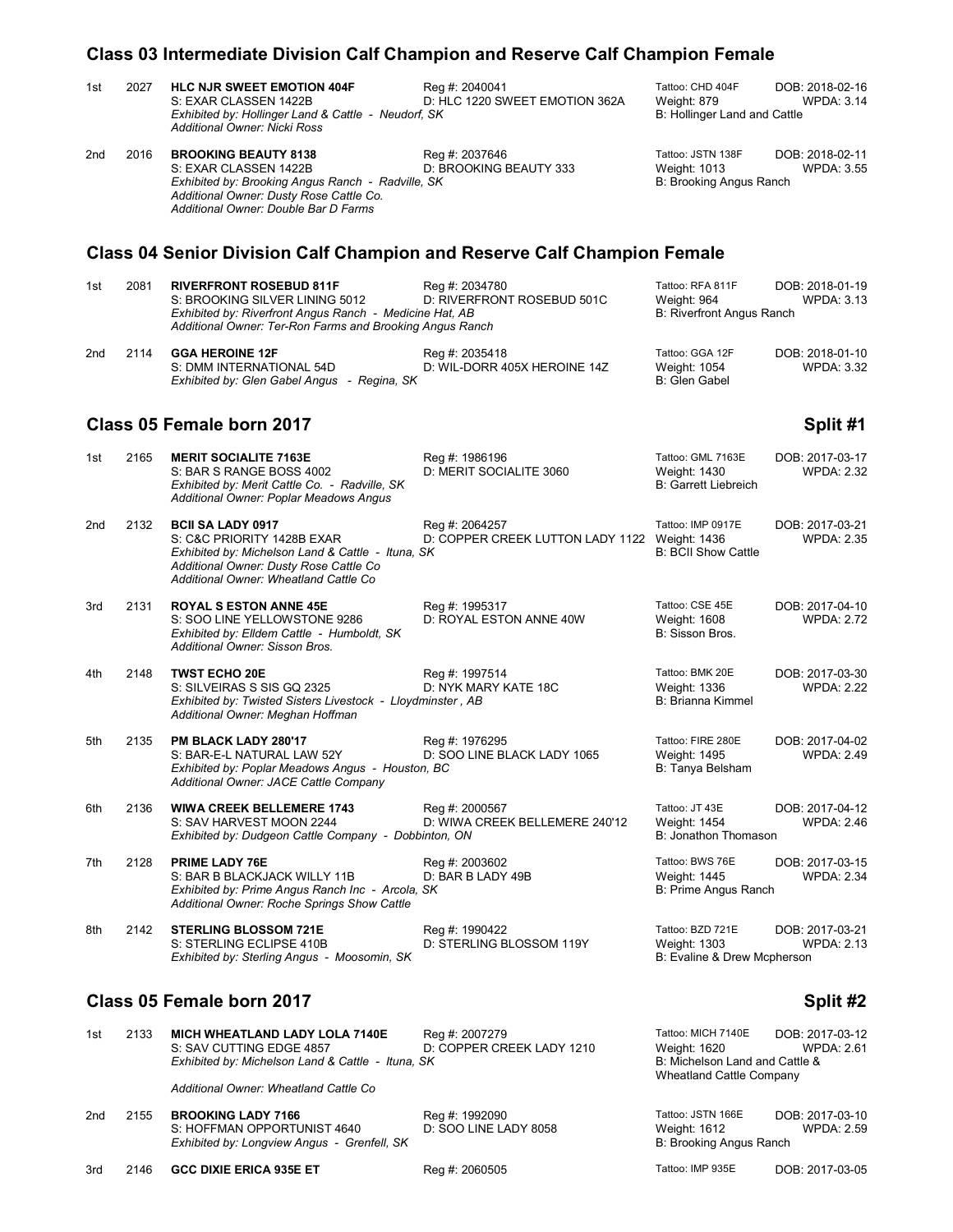## Class 03 Intermediate Division Calf Champion and Reserve Calf Champion Female

1st 2027 **HLC NJR SWEET EMOTION 404F** Reg #: 2040041 Tattoo: CHD 404F DOB: 2018-02-16
S: EXAR CLASSEN 1422B D: HLC 1220 SWEET EMOTION 362A Weight: 879 WPDA: 3.14
*Exhibited by: Hollinger Land & Cattle - Neudorf, SK* B: Hollinger Land and Cattle
*Additional Owner: Nicki Ross*

2nd 2016 **BROOKING BEAUTY 8138** Reg #: 2037646 Tattoo: JSTN 138F DOB: 2018-02-11
S: EXAR CLASSEN 1422B D: BROOKING BEAUTY 333 Weight: 1013 WPDA: 3.55
*Exhibited by: Brooking Angus Ranch - Radville, SK* B: Brooking Angus Ranch
*Additional Owner: Dusty Rose Cattle Co.*
*Additional Owner: Double Bar D Farms*

## Class 04 Senior Division Calf Champion and Reserve Calf Champion Female

1st 2081 **RIVERFRONT ROSEBUD 811F** Reg #: 2034780 Tattoo: RFA 811F DOB: 2018-01-19
S: BROOKING SILVER LINING 5012 D: RIVERFRONT ROSEBUD 501C Weight: 964 WPDA: 3.13
*Exhibited by: Riverfront Angus Ranch - Medicine Hat, AB* B: Riverfront Angus Ranch
*Additional Owner: Ter-Ron Farms and Brooking Angus Ranch*

2nd 2114 **GGA HEROINE 12F** Reg #: 2035418 Tattoo: GGA 12F DOB: 2018-01-10
S: DMM INTERNATIONAL 54D D: WIL-DORR 405X HEROINE 14Z Weight: 1054 WPDA: 3.32
*Exhibited by: Glen Gabel Angus - Regina, SK* B: Glen Gabel

## Class 05 Female born 2017 — Split #1

1st 2165 **MERIT SOCIALITE 7163E** Reg #: 1986196 Tattoo: GML 7163E DOB: 2017-03-17
S: BAR S RANGE BOSS 4002 D: MERIT SOCIALITE 3060 Weight: 1430 WPDA: 2.32
*Exhibited by: Merit Cattle Co. - Radville, SK* B: Garrett Liebreich
*Additional Owner: Poplar Meadows Angus*

2nd 2132 **BCII SA LADY 0917** Reg #: 2064257 Tattoo: IMP 0917E DOB: 2017-03-21
S: C&C PRIORITY 1428B EXAR D: COPPER CREEK LUTTON LADY 1122 Weight: 1436 WPDA: 2.35
*Exhibited by: Michelson Land & Cattle - Ituna, SK* B: BCII Show Cattle
*Additional Owner: Dusty Rose Cattle Co*
*Additional Owner: Wheatland Cattle Co*

3rd 2131 **ROYAL S ESTON ANNE 45E** Reg #: 1995317 Tattoo: CSE 45E DOB: 2017-04-10
S: SOO LINE YELLOWSTONE 9286 D: ROYAL ESTON ANNE 40W Weight: 1608 WPDA: 2.72
*Exhibited by: Elldem Cattle - Humboldt, SK* B: Sisson Bros.
*Additional Owner: Sisson Bros.*

4th 2148 **TWST ECHO 20E** Reg #: 1997514 Tattoo: BMK 20E DOB: 2017-03-30
S: SILVEIRAS S SIS GQ 2325 D: NYK MARY KATE 18C Weight: 1336 WPDA: 2.22
*Exhibited by: Twisted Sisters Livestock - Lloydminster , AB* B: Brianna Kimmel
*Additional Owner: Meghan Hoffman*

5th 2135 **PM BLACK LADY 280'17** Reg #: 1976295 Tattoo: FIRE 280E DOB: 2017-04-02
S: BAR-E-L NATURAL LAW 52Y D: SOO LINE BLACK LADY 1065 Weight: 1495 WPDA: 2.49
*Exhibited by: Poplar Meadows Angus - Houston, BC* B: Tanya Belsham
*Additional Owner: JACE Cattle Company*

6th 2136 **WIWA CREEK BELLEMERE 1743** Reg #: 2000567 Tattoo: JT 43E DOB: 2017-04-12
S: SAV HARVEST MOON 2244 D: WIWA CREEK BELLEMERE 240'12 Weight: 1454 WPDA: 2.46
*Exhibited by: Dudgeon Cattle Company - Dobbinton, ON* B: Jonathon Thomason

7th 2128 **PRIME LADY 76E** Reg #: 2003602 Tattoo: BWS 76E DOB: 2017-03-15
S: BAR B BLACKJACK WILLY 11B D: BAR B LADY 49B Weight: 1445 WPDA: 2.34
*Exhibited by: Prime Angus Ranch Inc - Arcola, SK* B: Prime Angus Ranch
*Additional Owner: Roche Springs Show Cattle*

8th 2142 **STERLING BLOSSOM 721E** Reg #: 1990422 Tattoo: BZD 721E DOB: 2017-03-21
S: STERLING ECLIPSE 410B D: STERLING BLOSSOM 119Y Weight: 1303 WPDA: 2.13
*Exhibited by: Sterling Angus - Moosomin, SK* B: Evaline & Drew Mcpherson

## Class 05 Female born 2017 — Split #2

1st 2133 **MICH WHEATLAND LADY LOLA 7140E** Reg #: 2007279 Tattoo: MICH 7140E DOB: 2017-03-12
S: SAV CUTTING EDGE 4857 D: COPPER CREEK LADY 1210 Weight: 1620 WPDA: 2.61
*Exhibited by: Michelson Land & Cattle - Ituna, SK* B: Michelson Land and Cattle & Wheatland Cattle Company
*Additional Owner: Wheatland Cattle Co*

2nd 2155 **BROOKING LADY 7166** Reg #: 1992090 Tattoo: JSTN 166E DOB: 2017-03-10
S: HOFFMAN OPPORTUNIST 4640 D: SOO LINE LADY 8058 Weight: 1612 WPDA: 2.59
*Exhibited by: Longview Angus - Grenfell, SK* B: Brooking Angus Ranch

3rd 2146 **GCC DIXIE ERICA 935E ET** Reg #: 2060505 Tattoo: IMP 935E DOB: 2017-03-05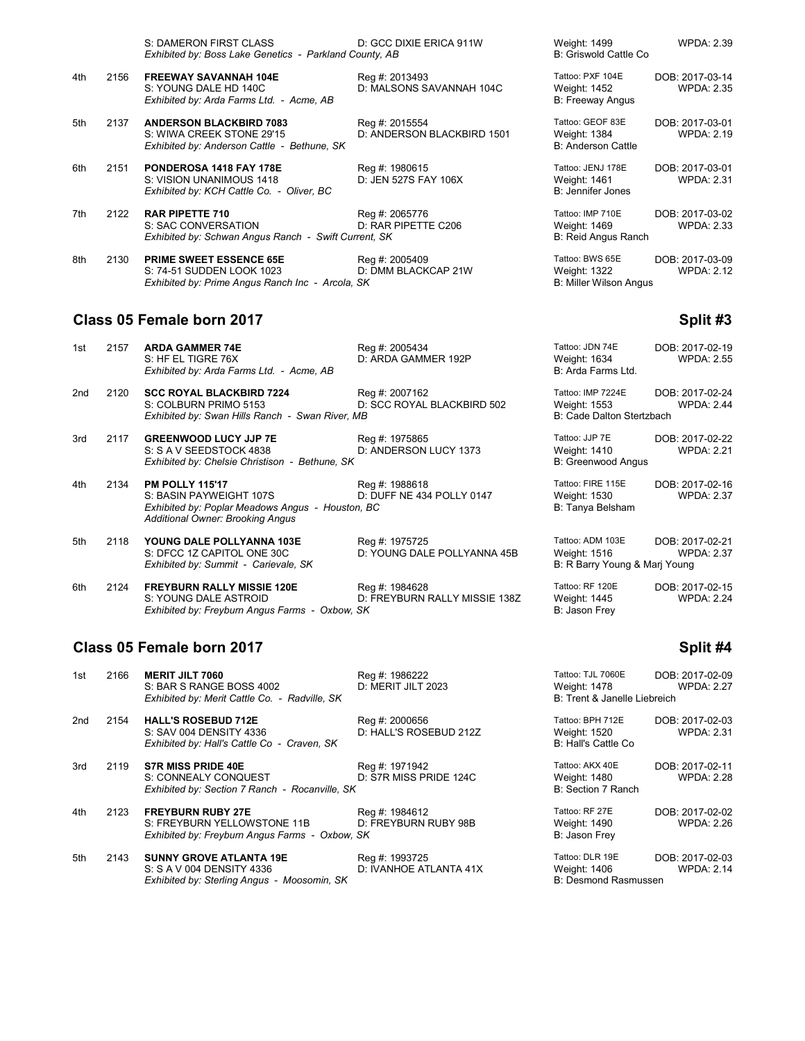| | | | | | |
|---|---|---|---|---|---|
| | | S: DAMERON FIRST CLASS<br>*Exhibited by: Boss Lake Genetics - Parkland County, AB* | D: GCC DIXIE ERICA 911W | Weight: 1499<br>B: Griswold Cattle Co | WPDA: 2.39 |
| 4th | 2156 | **FREEWAY SAVANNAH 104E**<br>S: YOUNG DALE HD 140C<br>*Exhibited by: Arda Farms Ltd. - Acme, AB* | Reg #: 2013493<br>D: MALSONS SAVANNAH 104C | Tattoo: PXF 104E<br>Weight: 1452<br>B: Freeway Angus | DOB: 2017-03-14<br>WPDA: 2.35 |
| 5th | 2137 | **ANDERSON BLACKBIRD 7083**<br>S: WIWA CREEK STONE 29'15<br>*Exhibited by: Anderson Cattle - Bethune, SK* | Reg #: 2015554<br>D: ANDERSON BLACKBIRD 1501 | Tattoo: GEOF 83E<br>Weight: 1384<br>B: Anderson Cattle | DOB: 2017-03-01<br>WPDA: 2.19 |
| 6th | 2151 | **PONDEROSA 1418 FAY 178E**<br>S: VISION UNANIMOUS 1418<br>*Exhibited by: KCH Cattle Co. - Oliver, BC* | Reg #: 1980615<br>D: JEN 527S FAY 106X | Tattoo: JENJ 178E<br>Weight: 1461<br>B: Jennifer Jones | DOB: 2017-03-01<br>WPDA: 2.31 |
| 7th | 2122 | **RAR PIPETTE 710**<br>S: SAC CONVERSATION<br>*Exhibited by: Schwan Angus Ranch - Swift Current, SK* | Reg #: 2065776<br>D: RAR PIPETTE C206 | Tattoo: IMP 710E<br>Weight: 1469<br>B: Reid Angus Ranch | DOB: 2017-03-02<br>WPDA: 2.33 |
| 8th | 2130 | **PRIME SWEET ESSENCE 65E**<br>S: 74-51 SUDDEN LOOK 1023<br>*Exhibited by: Prime Angus Ranch Inc - Arcola, SK* | Reg #: 2005409<br>D: DMM BLACKCAP 21W | Tattoo: BWS 65E<br>Weight: 1322<br>B: Miller Wilson Angus | DOB: 2017-03-09<br>WPDA: 2.12 |

## Class 05 Female born 2017 — Split #3

| | | | | | |
|---|---|---|---|---|---|
| 1st | 2157 | **ARDA GAMMER 74E**<br>S: HF EL TIGRE 76X<br>*Exhibited by: Arda Farms Ltd. - Acme, AB* | Reg #: 2005434<br>D: ARDA GAMMER 192P | Tattoo: JDN 74E<br>Weight: 1634<br>B: Arda Farms Ltd. | DOB: 2017-02-19<br>WPDA: 2.55 |
| 2nd | 2120 | **SCC ROYAL BLACKBIRD 7224**<br>S: COLBURN PRIMO 5153<br>*Exhibited by: Swan Hills Ranch - Swan River, MB* | Reg #: 2007162<br>D: SCC ROYAL BLACKBIRD 502 | Tattoo: IMP 7224E<br>Weight: 1553<br>B: Cade Dalton Stertzbach | DOB: 2017-02-24<br>WPDA: 2.44 |
| 3rd | 2117 | **GREENWOOD LUCY JJP 7E**<br>S: S A V SEEDSTOCK 4838<br>*Exhibited by: Chelsie Christison - Bethune, SK* | Reg #: 1975865<br>D: ANDERSON LUCY 1373 | Tattoo: JJP 7E<br>Weight: 1410<br>B: Greenwood Angus | DOB: 2017-02-22<br>WPDA: 2.21 |
| 4th | 2134 | **PM POLLY 115'17**<br>S: BASIN PAYWEIGHT 107S<br>*Exhibited by: Poplar Meadows Angus - Houston, BC*<br>*Additional Owner: Brooking Angus* | Reg #: 1988618<br>D: DUFF NE 434 POLLY 0147 | Tattoo: FIRE 115E<br>Weight: 1530<br>B: Tanya Belsham | DOB: 2017-02-16<br>WPDA: 2.37 |
| 5th | 2118 | **YOUNG DALE POLLYANNA 103E**<br>S: DFCC 1Z CAPITOL ONE 30C<br>*Exhibited by: Summit - Carievale, SK* | Reg #: 1975725<br>D: YOUNG DALE POLLYANNA 45B | Tattoo: ADM 103E<br>Weight: 1516<br>B: R Barry Young & Marj Young | DOB: 2017-02-21<br>WPDA: 2.37 |
| 6th | 2124 | **FREYBURN RALLY MISSIE 120E**<br>S: YOUNG DALE ASTROID<br>*Exhibited by: Freyburn Angus Farms - Oxbow, SK* | Reg #: 1984628<br>D: FREYBURN RALLY MISSIE 138Z | Tattoo: RF 120E<br>Weight: 1445<br>B: Jason Frey | DOB: 2017-02-15<br>WPDA: 2.24 |

## Class 05 Female born 2017 — Split #4

| | | | | | |
|---|---|---|---|---|---|
| 1st | 2166 | **MERIT JILT 7060**<br>S: BAR S RANGE BOSS 4002<br>*Exhibited by: Merit Cattle Co. - Radville, SK* | Reg #: 1986222<br>D: MERIT JILT 2023 | Tattoo: TJL 7060E<br>Weight: 1478<br>B: Trent & Janelle Liebreich | DOB: 2017-02-09<br>WPDA: 2.27 |
| 2nd | 2154 | **HALL'S ROSEBUD 712E**<br>S: SAV 004 DENSITY 4336<br>*Exhibited by: Hall's Cattle Co - Craven, SK* | Reg #: 2000656<br>D: HALL'S ROSEBUD 212Z | Tattoo: BPH 712E<br>Weight: 1520<br>B: Hall's Cattle Co | DOB: 2017-02-03<br>WPDA: 2.31 |
| 3rd | 2119 | **S7R MISS PRIDE 40E**<br>S: CONNEALY CONQUEST<br>*Exhibited by: Section 7 Ranch - Rocanville, SK* | Reg #: 1971942<br>D: S7R MISS PRIDE 124C | Tattoo: AKX 40E<br>Weight: 1480<br>B: Section 7 Ranch | DOB: 2017-02-11<br>WPDA: 2.28 |
| 4th | 2123 | **FREYBURN RUBY 27E**<br>S: FREYBURN YELLOWSTONE 11B<br>*Exhibited by: Freyburn Angus Farms - Oxbow, SK* | Reg #: 1984612<br>D: FREYBURN RUBY 98B | Tattoo: RF 27E<br>Weight: 1490<br>B: Jason Frey | DOB: 2017-02-02<br>WPDA: 2.26 |
| 5th | 2143 | **SUNNY GROVE ATLANTA 19E**<br>S: S A V 004 DENSITY 4336<br>*Exhibited by: Sterling Angus - Moosomin, SK* | Reg #: 1993725<br>D: IVANHOE ATLANTA 41X | Tattoo: DLR 19E<br>Weight: 1406<br>B: Desmond Rasmussen | DOB: 2017-02-03<br>WPDA: 2.14 |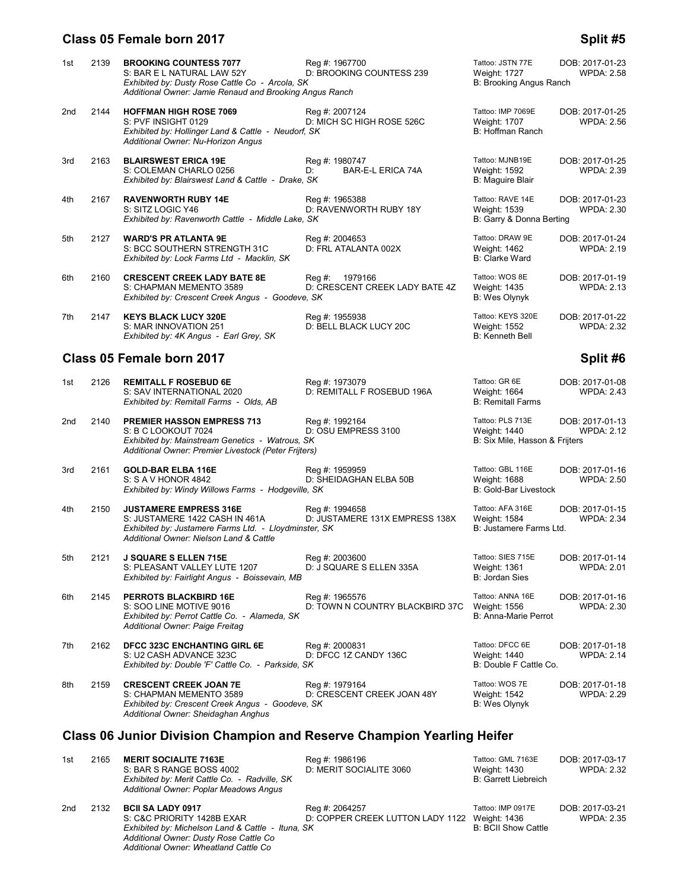## Class 05 Female born 2017 — Split #5

1st 2139 **BROOKING COUNTESS 7077** Reg #: 1967700 Tattoo: JSTN 77E DOB: 2017-01-23
S: BAR E L NATURAL LAW 52Y D: BROOKING COUNTESS 239 Weight: 1727 WPDA: 2.58
*Exhibited by: Dusty Rose Cattle Co - Arcola, SK* B: Brooking Angus Ranch
*Additional Owner: Jamie Renaud and Brooking Angus Ranch*

2nd 2144 **HOFFMAN HIGH ROSE 7069** Reg #: 2007124 Tattoo: IMP 7069E DOB: 2017-01-25
S: PVF INSIGHT 0129 D: MICH SC HIGH ROSE 526C Weight: 1707 WPDA: 2.56
*Exhibited by: Hollinger Land & Cattle - Neudorf, SK* B: Hoffman Ranch
*Additional Owner: Nu-Horizon Angus*

3rd 2163 **BLAIRSWEST ERICA 19E** Reg #: 1980747 Tattoo: MJNB19E DOB: 2017-01-25
S: COLEMAN CHARLO 0256 D: BAR-E-L ERICA 74A Weight: 1592 WPDA: 2.39
*Exhibited by: Blairswest Land & Cattle - Drake, SK* B: Maguire Blair

4th 2167 **RAVENWORTH RUBY 14E** Reg #: 1965388 Tattoo: RAVE 14E DOB: 2017-01-23
S: SITZ LOGIC Y46 D: RAVENWORTH RUBY 18Y Weight: 1539 WPDA: 2.30
*Exhibited by: Ravenworth Cattle - Middle Lake, SK* B: Garry & Donna Berting

5th 2127 **WARD'S PR ATLANTA 9E** Reg #: 2004653 Tattoo: DRAW 9E DOB: 2017-01-24
S: BCC SOUTHERN STRENGTH 31C D: FRL ATALANTA 002X Weight: 1462 WPDA: 2.19
*Exhibited by: Lock Farms Ltd - Macklin, SK* B: Clarke Ward

6th 2160 **CRESCENT CREEK LADY BATE 8E** Reg #: 1979166 Tattoo: WOS 8E DOB: 2017-01-19
S: CHAPMAN MEMENTO 3589 D: CRESCENT CREEK LADY BATE 4Z Weight: 1435 WPDA: 2.13
*Exhibited by: Crescent Creek Angus - Goodeve, SK* B: Wes Olynyk

7th 2147 **KEYS BLACK LUCY 320E** Reg #: 1955938 Tattoo: KEYS 320E DOB: 2017-01-22
S: MAR INNOVATION 251 D: BELL BLACK LUCY 20C Weight: 1552 WPDA: 2.32
*Exhibited by: 4K Angus - Earl Grey, SK* B: Kenneth Bell

## Class 05 Female born 2017 — Split #6

1st 2126 **REMITALL F ROSEBUD 6E** Reg #: 1973079 Tattoo: GR 6E DOB: 2017-01-08
S: SAV INTERNATIONAL 2020 D: REMITALL F ROSEBUD 196A Weight: 1664 WPDA: 2.43
*Exhibited by: Remitall Farms - Olds, AB* B: Remitall Farms

2nd 2140 **PREMIER HASSON EMPRESS 713** Reg #: 1992164 Tattoo: PLS 713E DOB: 2017-01-13
S: B C LOOKOUT 7024 D: OSU EMPRESS 3100 Weight: 1440 WPDA: 2.12
*Exhibited by: Mainstream Genetics - Watrous, SK* B: Six Mile, Hasson & Frijters
*Additional Owner: Premier Livestock (Peter Frijters)*

3rd 2161 **GOLD-BAR ELBA 116E** Reg #: 1959959 Tattoo: GBL 116E DOB: 2017-01-16
S: S A V HONOR 4842 D: SHEIDAGHAN ELBA 50B Weight: 1688 WPDA: 2.50
*Exhibited by: Windy Willows Farms - Hodgeville, SK* B: Gold-Bar Livestock

4th 2150 **JUSTAMERE EMPRESS 316E** Reg #: 1994658 Tattoo: AFA 316E DOB: 2017-01-15
S: JUSTAMERE 1422 CASH IN 461A D: JUSTAMERE 131X EMPRESS 138X Weight: 1584 WPDA: 2.34
*Exhibited by: Justamere Farms Ltd. - Lloydminster, SK* B: Justamere Farms Ltd.
*Additional Owner: Nielson Land & Cattle*

5th 2121 **J SQUARE S ELLEN 715E** Reg #: 2003600 Tattoo: SIES 715E DOB: 2017-01-14
S: PLEASANT VALLEY LUTE 1207 D: J SQUARE S ELLEN 335A Weight: 1361 WPDA: 2.01
*Exhibited by: Fairlight Angus - Boissevain, MB* B: Jordan Sies

6th 2145 **PERROTS BLACKBIRD 16E** Reg #: 1965576 Tattoo: ANNA 16E DOB: 2017-01-16
S: SOO LINE MOTIVE 9016 D: TOWN N COUNTRY BLACKBIRD 37C Weight: 1556 WPDA: 2.30
*Exhibited by: Perrot Cattle Co. - Alameda, SK* B: Anna-Marie Perrot
*Additional Owner: Paige Freitag*

7th 2162 **DFCC 323C ENCHANTING GIRL 6E** Reg #: 2000831 Tattoo: DFCC 6E DOB: 2017-01-18
S: U2 CASH ADVANCE 323C D: DFCC 1Z CANDY 136C Weight: 1440 WPDA: 2.14
*Exhibited by: Double 'F' Cattle Co. - Parkside, SK* B: Double F Cattle Co.

8th 2159 **CRESCENT CREEK JOAN 7E** Reg #: 1979164 Tattoo: WOS 7E DOB: 2017-01-18
S: CHAPMAN MEMENTO 3589 D: CRESCENT CREEK JOAN 48Y Weight: 1542 WPDA: 2.29
*Exhibited by: Crescent Creek Angus - Goodeve, SK* B: Wes Olynyk
*Additional Owner: Sheidaghan Anghus*

## Class 06 Junior Division Champion and Reserve Champion Yearling Heifer

1st 2165 **MERIT SOCIALITE 7163E** Reg #: 1986196 Tattoo: GML 7163E DOB: 2017-03-17
S: BAR S RANGE BOSS 4002 D: MERIT SOCIALITE 3060 Weight: 1430 WPDA: 2.32
*Exhibited by: Merit Cattle Co. - Radville, SK* B: Garrett Liebreich
*Additional Owner: Poplar Meadows Angus*

2nd 2132 **BCII SA LADY 0917** Reg #: 2064257 Tattoo: IMP 0917E DOB: 2017-03-21
S: C&C PRIORITY 1428B EXAR D: COPPER CREEK LUTTON LADY 1122 Weight: 1436 WPDA: 2.35
*Exhibited by: Michelson Land & Cattle - Ituna, SK* B: BCII Show Cattle
*Additional Owner: Dusty Rose Cattle Co*
*Additional Owner: Wheatland Cattle Co*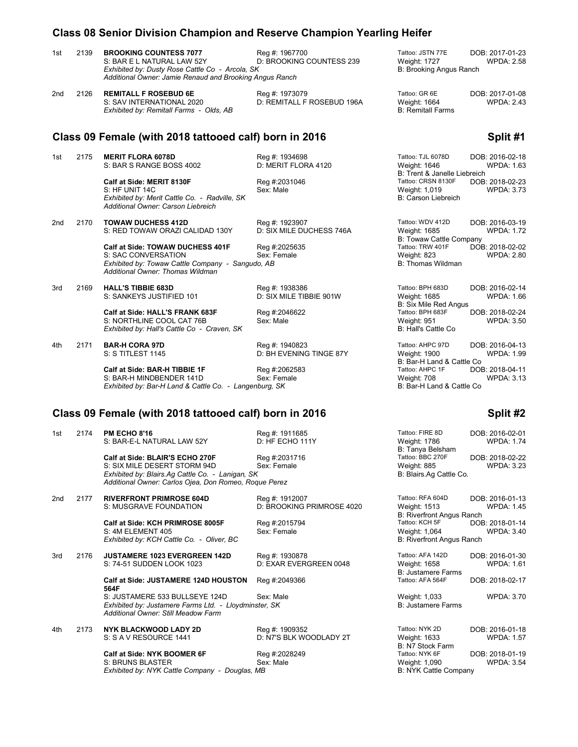## Class 08 Senior Division Champion and Reserve Champion Yearling Heifer

1st 2139 **BROOKING COUNTESS 7077** Reg #: 1967700 Tattoo: JSTN 77E DOB: 2017-01-23
S: BAR E L NATURAL LAW 52Y D: BROOKING COUNTESS 239 Weight: 1727 WPDA: 2.58
*Exhibited by: Dusty Rose Cattle Co - Arcola, SK* B: Brooking Angus Ranch
*Additional Owner: Jamie Renaud and Brooking Angus Ranch*

2nd 2126 **REMITALL F ROSEBUD 6E** Reg #: 1973079 Tattoo: GR 6E DOB: 2017-01-08
S: SAV INTERNATIONAL 2020 D: REMITALL F ROSEBUD 196A Weight: 1664 WPDA: 2.43
*Exhibited by: Remitall Farms - Olds, AB* B: Remitall Farms

## Class 09 Female (with 2018 tattooed calf) born in 2016 — Split #1

1st 2175 **MERIT FLORA 6078D** Reg #: 1934698 Tattoo: TJL 6078D DOB: 2016-02-18
S: BAR S RANGE BOSS 4002 D: MERIT FLORA 4120 Weight: 1646 WPDA: 1.63
B: Trent & Janelle Liebreich
**Calf at Side: MERIT 8130F** Reg #:2031046 Tattoo: CRSN 8130F DOB: 2018-02-23
S: HF UNIT 14C Sex: Male Weight: 1,019 WPDA: 3.73
*Exhibited by: Merit Cattle Co. - Radville, SK* B: Carson Liebreich
*Additional Owner: Carson Liebreich*

2nd 2170 **TOWAW DUCHESS 412D** Reg #: 1923907 Tattoo: WDV 412D DOB: 2016-03-19
S: RED TOWAW ORAZI CALIDAD 130Y D: SIX MILE DUCHESS 746A Weight: 1685 WPDA: 1.72
B: Towaw Cattle Company
**Calf at Side: TOWAW DUCHESS 401F** Reg #:2025635 Tattoo: TRW 401F DOB: 2018-02-02
S: SAC CONVERSATION Sex: Female Weight: 823 WPDA: 2.80
*Exhibited by: Towaw Cattle Company - Sangudo, AB* B: Thomas Wildman
*Additional Owner: Thomas Wildman*

3rd 2169 **HALL'S TIBBIE 683D** Reg #: 1938386 Tattoo: BPH 683D DOB: 2016-02-14
S: SANKEYS JUSTIFIED 101 D: SIX MILE TIBBIE 901W Weight: 1685 WPDA: 1.66
B: Six Mile Red Angus
**Calf at Side: HALL'S FRANK 683F** Reg #:2046622 Tattoo: BPH 683F DOB: 2018-02-24
S: NORTHLINE COOL CAT 76B Sex: Male Weight: 951 WPDA: 3.50
*Exhibited by: Hall's Cattle Co - Craven, SK* B: Hall's Cattle Co

4th 2171 **BAR-H CORA 97D** Reg #: 1940823 Tattoo: AHPC 97D DOB: 2016-04-13
S: S TITLEST 1145 D: BH EVENING TINGE 87Y Weight: 1900 WPDA: 1.99
B: Bar-H Land & Cattle Co
**Calf at Side: BAR-H TIBBIE 1F** Reg #:2062583 Tattoo: AHPC 1F DOB: 2018-04-11
S: BAR-H MINDBENDER 141D Sex: Female Weight: 708 WPDA: 3.13
*Exhibited by: Bar-H Land & Cattle Co. - Langenburg, SK* B: Bar-H Land & Cattle Co

## Class 09 Female (with 2018 tattooed calf) born in 2016 — Split #2

1st 2174 **PM ECHO 8'16** Reg #: 1911685 Tattoo: FIRE 8D DOB: 2016-02-01
S: BAR-E-L NATURAL LAW 52Y D: HF ECHO 111Y Weight: 1786 WPDA: 1.74
B: Tanya Belsham
**Calf at Side: BLAIR'S ECHO 270F** Reg #:2031716 Tattoo: BBC 270F DOB: 2018-02-22
S: SIX MILE DESERT STORM 94D Sex: Female Weight: 885 WPDA: 3.23
*Exhibited by: Blairs.Ag Cattle Co. - Lanigan, SK* B: Blairs.Ag Cattle Co.
*Additional Owner: Carlos Ojea, Don Romeo, Roque Perez*

2nd 2177 **RIVERFRONT PRIMROSE 604D** Reg #: 1912007 Tattoo: RFA 604D DOB: 2016-01-13
S: MUSGRAVE FOUNDATION D: BROOKING PRIMROSE 4020 Weight: 1513 WPDA: 1.45
B: Riverfront Angus Ranch
**Calf at Side: KCH PRIMROSE 8005F** Reg #:2015794 Tattoo: KCH 5F DOB: 2018-01-14
S: 4M ELEMENT 405 Sex: Female Weight: 1,064 WPDA: 3.40
*Exhibited by: KCH Cattle Co. - Oliver, BC* B: Riverfront Angus Ranch

3rd 2176 **JUSTAMERE 1023 EVERGREEN 142D** Reg #: 1930878 Tattoo: AFA 142D DOB: 2016-01-30
S: 74-51 SUDDEN LOOK 1023 D: EXAR EVERGREEN 0048 Weight: 1658 WPDA: 1.61
B: Justamere Farms
**Calf at Side: JUSTAMERE 124D HOUSTON 564F** Reg #:2049366 Tattoo: AFA 564F DOB: 2018-02-17
S: JUSTAMERE 533 BULLSEYE 124D Sex: Male Weight: 1,033 WPDA: 3.70
*Exhibited by: Justamere Farms Ltd. - Lloydminster, SK* B: Justamere Farms
*Additional Owner: Still Meadow Farm*

4th 2173 **NYK BLACKWOOD LADY 2D** Reg #: 1909352 Tattoo: NYK 2D DOB: 2016-01-18
S: S A V RESOURCE 1441 D: N7'S BLK WOODLADY 2T Weight: 1633 WPDA: 1.57
B: N7 Stock Farm
**Calf at Side: NYK BOOMER 6F** Reg #:2028249 Tattoo: NYK 6F DOB: 2018-01-19
S: BRUNS BLASTER Sex: Male Weight: 1,090 WPDA: 3.54
*Exhibited by: NYK Cattle Company - Douglas, MB* B: NYK Cattle Company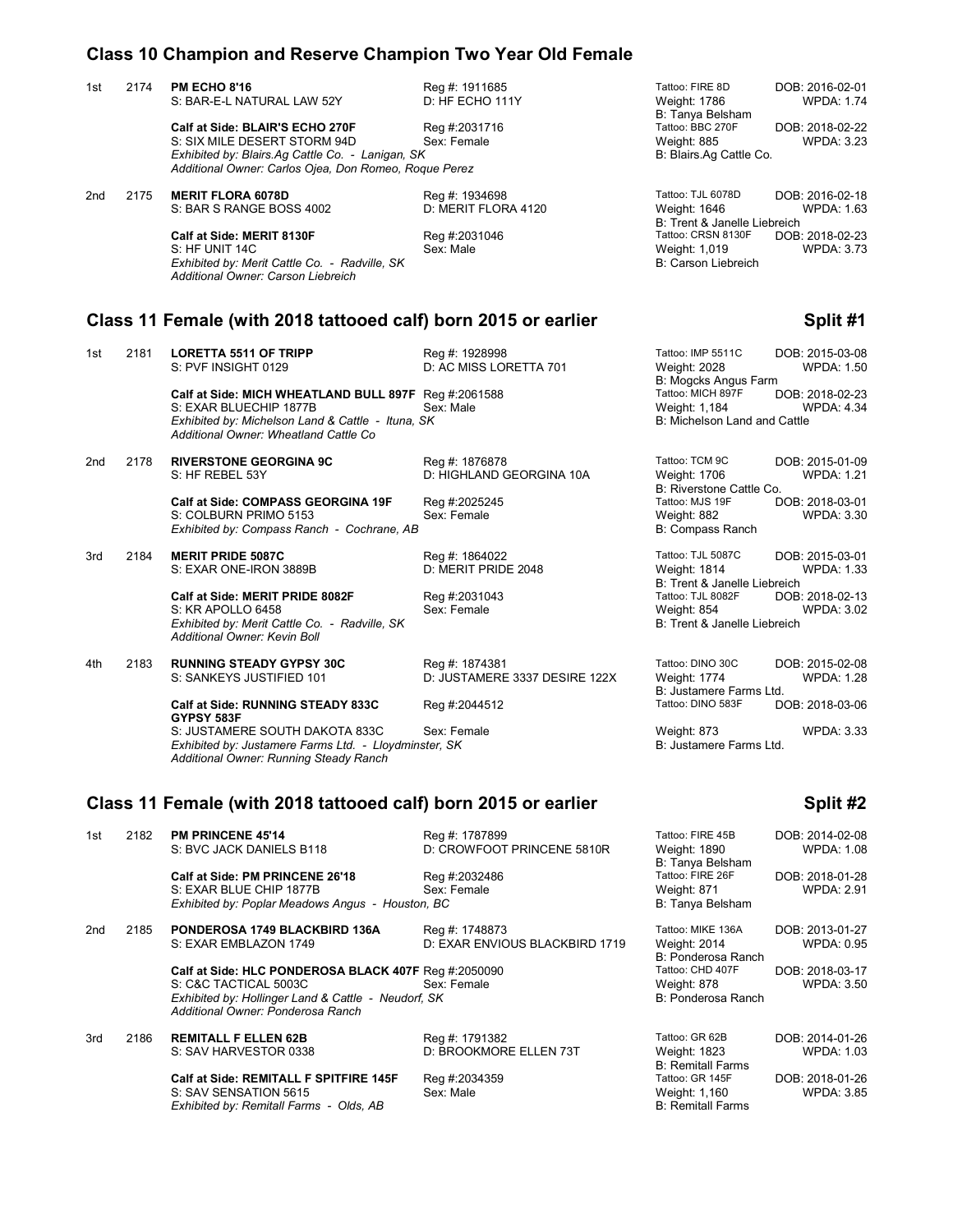## Class 10 Champion and Reserve Champion Two Year Old Female

1st 2174 **PM ECHO 8'16**
S: BAR-E-L NATURAL LAW 52Y — Reg #: 1911685 — D: HF ECHO 111Y
Tattoo: FIRE 8D — DOB: 2016-02-01 — Weight: 1786 — WPDA: 1.74 — B: Tanya Belsham

**Calf at Side: BLAIR'S ECHO 270F** — Reg #:2031716 — Tattoo: BBC 270F — DOB: 2018-02-22
S: SIX MILE DESERT STORM 94D — Sex: Female — Weight: 885 — WPDA: 3.23
*Exhibited by: Blairs.Ag Cattle Co. - Lanigan, SK* — B: Blairs.Ag Cattle Co.
*Additional Owner: Carlos Ojea, Don Romeo, Roque Perez*

2nd 2175 **MERIT FLORA 6078D**
S: BAR S RANGE BOSS 4002 — Reg #: 1934698 — D: MERIT FLORA 4120
Tattoo: TJL 6078D — DOB: 2016-02-18 — Weight: 1646 — WPDA: 1.63 — B: Trent & Janelle Liebreich

**Calf at Side: MERIT 8130F** — Reg #:2031046 — Tattoo: CRSN 8130F — DOB: 2018-02-23
S: HF UNIT 14C — Sex: Male — Weight: 1,019 — WPDA: 3.73
*Exhibited by: Merit Cattle Co. - Radville, SK* — B: Carson Liebreich
*Additional Owner: Carson Liebreich*

## Class 11 Female (with 2018 tattooed calf) born 2015 or earlier — Split #1

1st 2181 **LORETTA 5511 OF TRIPP**
S: PVF INSIGHT 0129 — Reg #: 1928998 — D: AC MISS LORETTA 701
Tattoo: IMP 5511C — DOB: 2015-03-08 — Weight: 2028 — WPDA: 1.50 — B: Mogcks Angus Farm

**Calf at Side: MICH WHEATLAND BULL 897F** — Reg #:2061588 — Tattoo: MICH 897F — DOB: 2018-02-23
S: EXAR BLUECHIP 1877B — Sex: Male — Weight: 1,184 — WPDA: 4.34
*Exhibited by: Michelson Land & Cattle - Ituna, SK* — B: Michelson Land and Cattle
*Additional Owner: Wheatland Cattle Co*

2nd 2178 **RIVERSTONE GEORGINA 9C**
S: HF REBEL 53Y — Reg #: 1876878 — D: HIGHLAND GEORGINA 10A
Tattoo: TCM 9C — DOB: 2015-01-09 — Weight: 1706 — WPDA: 1.21 — B: Riverstone Cattle Co.

**Calf at Side: COMPASS GEORGINA 19F** — Reg #:2025245 — Tattoo: MJS 19F — DOB: 2018-03-01
S: COLBURN PRIMO 5153 — Sex: Female — Weight: 882 — WPDA: 3.30
*Exhibited by: Compass Ranch - Cochrane, AB* — B: Compass Ranch

3rd 2184 **MERIT PRIDE 5087C**
S: EXAR ONE-IRON 3889B — Reg #: 1864022 — D: MERIT PRIDE 2048
Tattoo: TJL 5087C — DOB: 2015-03-01 — Weight: 1814 — WPDA: 1.33 — B: Trent & Janelle Liebreich

**Calf at Side: MERIT PRIDE 8082F** — Reg #:2031043 — Tattoo: TJL 8082F — DOB: 2018-02-13
S: KR APOLLO 6458 — Sex: Female — Weight: 854 — WPDA: 3.02
*Exhibited by: Merit Cattle Co. - Radville, SK* — B: Trent & Janelle Liebreich
*Additional Owner: Kevin Boll*

4th 2183 **RUNNING STEADY GYPSY 30C**
S: SANKEYS JUSTIFIED 101 — Reg #: 1874381 — D: JUSTAMERE 3337 DESIRE 122X
Tattoo: DINO 30C — DOB: 2015-02-08 — Weight: 1774 — WPDA: 1.28 — B: Justamere Farms Ltd.

**Calf at Side: RUNNING STEADY 833C GYPSY 583F** — Reg #:2044512 — Tattoo: DINO 583F — DOB: 2018-03-06
S: JUSTAMERE SOUTH DAKOTA 833C — Sex: Female — Weight: 873 — WPDA: 3.33
*Exhibited by: Justamere Farms Ltd. - Lloydminster, SK* — B: Justamere Farms Ltd.
*Additional Owner: Running Steady Ranch*

## Class 11 Female (with 2018 tattooed calf) born 2015 or earlier — Split #2

1st 2182 **PM PRINCENE 45'14**
S: BVC JACK DANIELS B118 — Reg #: 1787899 — D: CROWFOOT PRINCENE 5810R
Tattoo: FIRE 45B — DOB: 2014-02-08 — Weight: 1890 — WPDA: 1.08 — B: Tanya Belsham

**Calf at Side: PM PRINCENE 26'18** — Reg #:2032486 — Tattoo: FIRE 26F — DOB: 2018-01-28
S: EXAR BLUE CHIP 1877B — Sex: Female — Weight: 871 — WPDA: 2.91
*Exhibited by: Poplar Meadows Angus - Houston, BC* — B: Tanya Belsham

2nd 2185 **PONDEROSA 1749 BLACKBIRD 136A**
S: EXAR EMBLAZON 1749 — Reg #: 1748873 — D: EXAR ENVIOUS BLACKBIRD 1719
Tattoo: MIKE 136A — DOB: 2013-01-27 — Weight: 2014 — WPDA: 0.95 — B: Ponderosa Ranch

**Calf at Side: HLC PONDEROSA BLACK 407F** — Reg #:2050090 — Tattoo: CHD 407F — DOB: 2018-03-17
S: C&C TACTICAL 5003C — Sex: Female — Weight: 878 — WPDA: 3.50
*Exhibited by: Hollinger Land & Cattle - Neudorf, SK* — B: Ponderosa Ranch
*Additional Owner: Ponderosa Ranch*

3rd 2186 **REMITALL F ELLEN 62B**
S: SAV HARVESTOR 0338 — Reg #: 1791382 — D: BROOKMORE ELLEN 73T
Tattoo: GR 62B — DOB: 2014-01-26 — Weight: 1823 — WPDA: 1.03 — B: Remitall Farms

**Calf at Side: REMITALL F SPITFIRE 145F** — Reg #:2034359 — Tattoo: GR 145F — DOB: 2018-01-26
S: SAV SENSATION 5615 — Sex: Male — Weight: 1,160 — WPDA: 3.85
*Exhibited by: Remitall Farms - Olds, AB* — B: Remitall Farms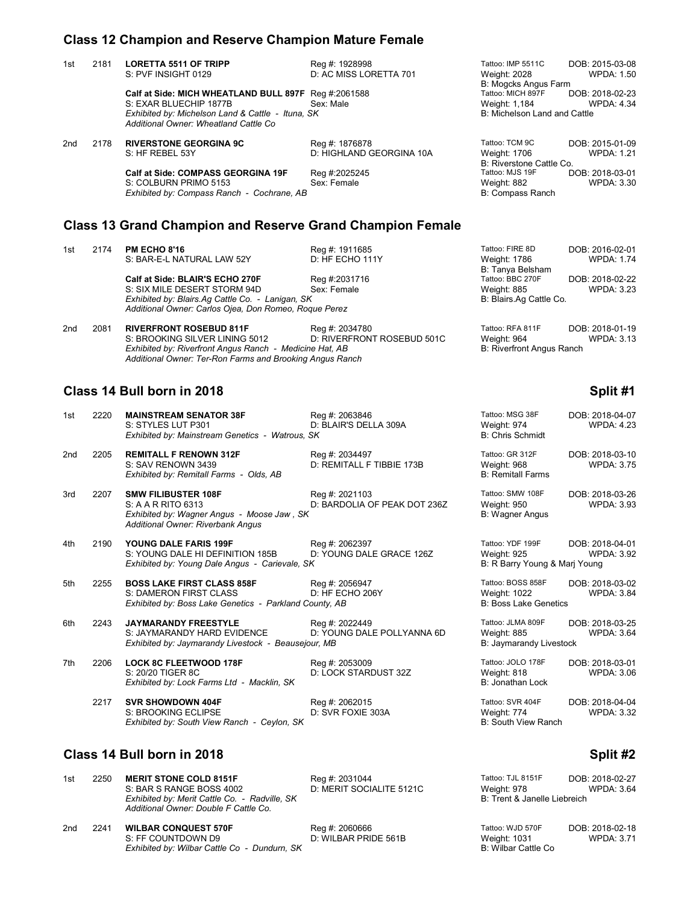## Class 12 Champion and Reserve Champion Mature Female

1st 2181 **LORETTA 5511 OF TRIPP**
S: PVF INSIGHT 0129
Reg #: 1928998
D: AC MISS LORETTA 701
Tattoo: IMP 5511C DOB: 2015-03-08
Weight: 2028 WPDA: 1.50
B: Mogcks Angus Farm

**Calf at Side: MICH WHEATLAND BULL 897F** Reg #:2061588
S: EXAR BLUECHIP 1877B Sex: Male
Tattoo: MICH 897F DOB: 2018-02-23
Weight: 1,184 WPDA: 4.34
B: Michelson Land and Cattle
*Exhibited by: Michelson Land & Cattle - Ituna, SK*
*Additional Owner: Wheatland Cattle Co*

2nd 2178 **RIVERSTONE GEORGINA 9C**
S: HF REBEL 53Y
Reg #: 1876878
D: HIGHLAND GEORGINA 10A
Tattoo: TCM 9C DOB: 2015-01-09
Weight: 1706 WPDA: 1.21
B: Riverstone Cattle Co.

**Calf at Side: COMPASS GEORGINA 19F** Reg #:2025245
S: COLBURN PRIMO 5153 Sex: Female
Tattoo: MJS 19F DOB: 2018-03-01
Weight: 882 WPDA: 3.30
B: Compass Ranch
*Exhibited by: Compass Ranch - Cochrane, AB*

## Class 13 Grand Champion and Reserve Grand Champion Female

1st 2174 **PM ECHO 8'16**
S: BAR-E-L NATURAL LAW 52Y
Reg #: 1911685
D: HF ECHO 111Y
Tattoo: FIRE 8D DOB: 2016-02-01
Weight: 1786 WPDA: 1.74
B: Tanya Belsham

**Calf at Side: BLAIR'S ECHO 270F** Reg #:2031716
S: SIX MILE DESERT STORM 94D Sex: Female
Tattoo: BBC 270F DOB: 2018-02-22
Weight: 885 WPDA: 3.23
B: Blairs.Ag Cattle Co.
*Exhibited by: Blairs.Ag Cattle Co. - Lanigan, SK*
*Additional Owner: Carlos Ojea, Don Romeo, Roque Perez*

2nd 2081 **RIVERFRONT ROSEBUD 811F**
S: BROOKING SILVER LINING 5012
Reg #: 2034780
D: RIVERFRONT ROSEBUD 501C
Tattoo: RFA 811F DOB: 2018-01-19
Weight: 964 WPDA: 3.13
B: Riverfront Angus Ranch
*Exhibited by: Riverfront Angus Ranch - Medicine Hat, AB*
*Additional Owner: Ter-Ron Farms and Brooking Angus Ranch*

## Class 14 Bull born in 2018 — Split #1

1st 2220 **MAINSTREAM SENATOR 38F**
S: STYLES LUT P301
Reg #: 2063846
D: BLAIR'S DELLA 309A
Tattoo: MSG 38F DOB: 2018-04-07
Weight: 974 WPDA: 4.23
B: Chris Schmidt
*Exhibited by: Mainstream Genetics - Watrous, SK*

2nd 2205 **REMITALL F RENOWN 312F**
S: SAV RENOWN 3439
Reg #: 2034497
D: REMITALL F TIBBIE 173B
Tattoo: GR 312F DOB: 2018-03-10
Weight: 968 WPDA: 3.75
B: Remitall Farms
*Exhibited by: Remitall Farms - Olds, AB*

3rd 2207 **SMW FILIBUSTER 108F**
S: A A R RITO 6313
Reg #: 2021103
D: BARDOLIA OF PEAK DOT 236Z
Tattoo: SMW 108F DOB: 2018-03-26
Weight: 950 WPDA: 3.93
B: Wagner Angus
*Exhibited by: Wagner Angus - Moose Jaw , SK*
*Additional Owner: Riverbank Angus*

4th 2190 **YOUNG DALE FARIS 199F**
S: YOUNG DALE HI DEFINITION 185B
Reg #: 2062397
D: YOUNG DALE GRACE 126Z
Tattoo: YDF 199F DOB: 2018-04-01
Weight: 925 WPDA: 3.92
B: R Barry Young & Marj Young
*Exhibited by: Young Dale Angus - Carievale, SK*

5th 2255 **BOSS LAKE FIRST CLASS 858F**
S: DAMERON FIRST CLASS
Reg #: 2056947
D: HF ECHO 206Y
Tattoo: BOSS 858F DOB: 2018-03-02
Weight: 1022 WPDA: 3.84
B: Boss Lake Genetics
*Exhibited by: Boss Lake Genetics - Parkland County, AB*

6th 2243 **JAYMARANDY FREESTYLE**
S: JAYMARANDY HARD EVIDENCE
Reg #: 2022449
D: YOUNG DALE POLLYANNA 6D
Tattoo: JLMA 809F DOB: 2018-03-25
Weight: 885 WPDA: 3.64
B: Jaymarandy Livestock
*Exhibited by: Jaymarandy Livestock - Beausejour, MB*

7th 2206 **LOCK 8C FLEETWOOD 178F**
S: 20/20 TIGER 8C
Reg #: 2053009
D: LOCK STARDUST 32Z
Tattoo: JOLO 178F DOB: 2018-03-01
Weight: 818 WPDA: 3.06
B: Jonathan Lock
*Exhibited by: Lock Farms Ltd - Macklin, SK*

2217 **SVR SHOWDOWN 404F**
S: BROOKING ECLIPSE
Reg #: 2062015
D: SVR FOXIE 303A
Tattoo: SVR 404F DOB: 2018-04-04
Weight: 774 WPDA: 3.32
B: South View Ranch
*Exhibited by: South View Ranch - Ceylon, SK*

## Class 14 Bull born in 2018 — Split #2

1st 2250 **MERIT STONE COLD 8151F**
S: BAR S RANGE BOSS 4002
Reg #: 2031044
D: MERIT SOCIALITE 5121C
Tattoo: TJL 8151F DOB: 2018-02-27
Weight: 978 WPDA: 3.64
B: Trent & Janelle Liebreich
*Exhibited by: Merit Cattle Co. - Radville, SK*
*Additional Owner: Double F Cattle Co.*

2nd 2241 **WILBAR CONQUEST 570F**
S: FF COUNTDOWN D9
Reg #: 2060666
D: WILBAR PRIDE 561B
Tattoo: WJD 570F DOB: 2018-02-18
Weight: 1031 WPDA: 3.71
B: Wilbar Cattle Co
*Exhibited by: Wilbar Cattle Co - Dundurn, SK*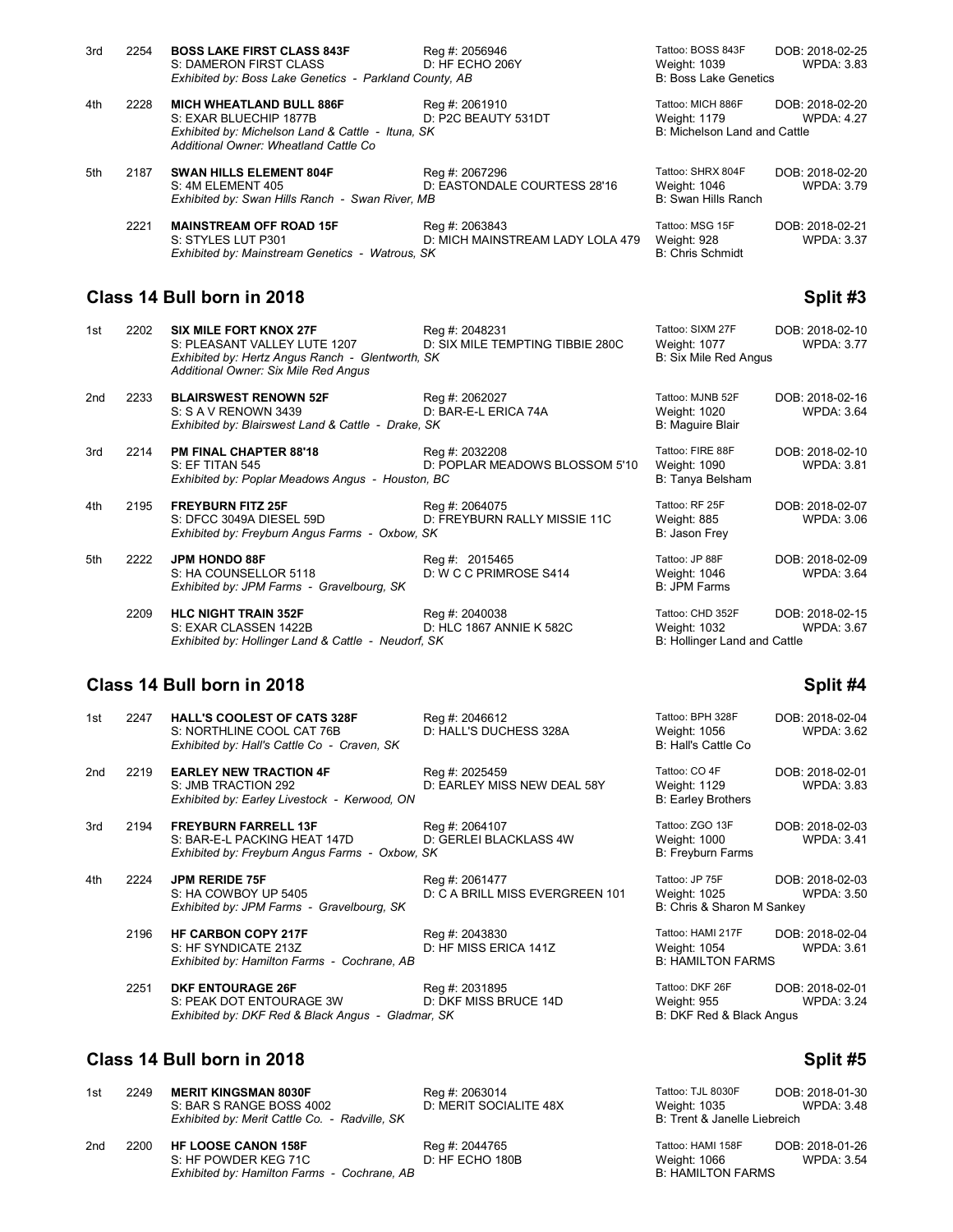| Place | No. | Name / Sire / Exhibitor | Reg # / Dam | Tattoo / Weight / Breeder | DOB / WPDA |
|---|---|---|---|---|---|
| 3rd | 2254 | **BOSS LAKE FIRST CLASS 843F**<br>S: DAMERON FIRST CLASS<br>*Exhibited by: Boss Lake Genetics - Parkland County, AB* | Reg #: 2056946<br>D: HF ECHO 206Y | Tattoo: BOSS 843F<br>Weight: 1039<br>B: Boss Lake Genetics | DOB: 2018-02-25<br>WPDA: 3.83 |
| 4th | 2228 | **MICH WHEATLAND BULL 886F**<br>S: EXAR BLUECHIP 1877B<br>*Exhibited by: Michelson Land & Cattle - Ituna, SK*<br>*Additional Owner: Wheatland Cattle Co* | Reg #: 2061910<br>D: P2C BEAUTY 531DT | Tattoo: MICH 886F<br>Weight: 1179<br>B: Michelson Land and Cattle | DOB: 2018-02-20<br>WPDA: 4.27 |
| 5th | 2187 | **SWAN HILLS ELEMENT 804F**<br>S: 4M ELEMENT 405<br>*Exhibited by: Swan Hills Ranch - Swan River, MB* | Reg #: 2067296<br>D: EASTONDALE COURTESS 28'16 | Tattoo: SHRX 804F<br>Weight: 1046<br>B: Swan Hills Ranch | DOB: 2018-02-20<br>WPDA: 3.79 |
| | 2221 | **MAINSTREAM OFF ROAD 15F**<br>S: STYLES LUT P301<br>*Exhibited by: Mainstream Genetics - Watrous, SK* | Reg #: 2063843<br>D: MICH MAINSTREAM LADY LOLA 479 | Tattoo: MSG 15F<br>Weight: 928<br>B: Chris Schmidt | DOB: 2018-02-21<br>WPDA: 3.37 |

## Class 14 Bull born in 2018 — Split #3

| Place | No. | Name / Sire / Exhibitor | Reg # / Dam | Tattoo / Weight / Breeder | DOB / WPDA |
|---|---|---|---|---|---|
| 1st | 2202 | **SIX MILE FORT KNOX 27F**<br>S: PLEASANT VALLEY LUTE 1207<br>*Exhibited by: Hertz Angus Ranch - Glentworth, SK*<br>*Additional Owner: Six Mile Red Angus* | Reg #: 2048231<br>D: SIX MILE TEMPTING TIBBIE 280C | Tattoo: SIXM 27F<br>Weight: 1077<br>B: Six Mile Red Angus | DOB: 2018-02-10<br>WPDA: 3.77 |
| 2nd | 2233 | **BLAIRSWEST RENOWN 52F**<br>S: S A V RENOWN 3439<br>*Exhibited by: Blairswest Land & Cattle - Drake, SK* | Reg #: 2062027<br>D: BAR-E-L ERICA 74A | Tattoo: MJNB 52F<br>Weight: 1020<br>B: Maguire Blair | DOB: 2018-02-16<br>WPDA: 3.64 |
| 3rd | 2214 | **PM FINAL CHAPTER 88'18**<br>S: EF TITAN 545<br>*Exhibited by: Poplar Meadows Angus - Houston, BC* | Reg #: 2032208<br>D: POPLAR MEADOWS BLOSSOM 5'10 | Tattoo: FIRE 88F<br>Weight: 1090<br>B: Tanya Belsham | DOB: 2018-02-10<br>WPDA: 3.81 |
| 4th | 2195 | **FREYBURN FITZ 25F**<br>S: DFCC 3049A DIESEL 59D<br>*Exhibited by: Freyburn Angus Farms - Oxbow, SK* | Reg #: 2064075<br>D: FREYBURN RALLY MISSIE 11C | Tattoo: RF 25F<br>Weight: 885<br>B: Jason Frey | DOB: 2018-02-07<br>WPDA: 3.06 |
| 5th | 2222 | **JPM HONDO 88F**<br>S: HA COUNSELLOR 5118<br>*Exhibited by: JPM Farms - Gravelbourg, SK* | Reg #: 2015465<br>D: W C C PRIMROSE S414 | Tattoo: JP 88F<br>Weight: 1046<br>B: JPM Farms | DOB: 2018-02-09<br>WPDA: 3.64 |
| | 2209 | **HLC NIGHT TRAIN 352F**<br>S: EXAR CLASSEN 1422B<br>*Exhibited by: Hollinger Land & Cattle - Neudorf, SK* | Reg #: 2040038<br>D: HLC 1867 ANNIE K 582C | Tattoo: CHD 352F<br>Weight: 1032<br>B: Hollinger Land and Cattle | DOB: 2018-02-15<br>WPDA: 3.67 |

## Class 14 Bull born in 2018 — Split #4

| Place | No. | Name / Sire / Exhibitor | Reg # / Dam | Tattoo / Weight / Breeder | DOB / WPDA |
|---|---|---|---|---|---|
| 1st | 2247 | **HALL'S COOLEST OF CATS 328F**<br>S: NORTHLINE COOL CAT 76B<br>*Exhibited by: Hall's Cattle Co - Craven, SK* | Reg #: 2046612<br>D: HALL'S DUCHESS 328A | Tattoo: BPH 328F<br>Weight: 1056<br>B: Hall's Cattle Co | DOB: 2018-02-04<br>WPDA: 3.62 |
| 2nd | 2219 | **EARLEY NEW TRACTION 4F**<br>S: JMB TRACTION 292<br>*Exhibited by: Earley Livestock - Kerwood, ON* | Reg #: 2025459<br>D: EARLEY MISS NEW DEAL 58Y | Tattoo: CO 4F<br>Weight: 1129<br>B: Earley Brothers | DOB: 2018-02-01<br>WPDA: 3.83 |
| 3rd | 2194 | **FREYBURN FARRELL 13F**<br>S: BAR-E-L PACKING HEAT 147D<br>*Exhibited by: Freyburn Angus Farms - Oxbow, SK* | Reg #: 2064107<br>D: GERLEI BLACKLASS 4W | Tattoo: ZGO 13F<br>Weight: 1000<br>B: Freyburn Farms | DOB: 2018-02-03<br>WPDA: 3.41 |
| 4th | 2224 | **JPM RERIDE 75F**<br>S: HA COWBOY UP 5405<br>*Exhibited by: JPM Farms - Gravelbourg, SK* | Reg #: 2061477<br>D: C A BRILL MISS EVERGREEN 101 | Tattoo: JP 75F<br>Weight: 1025<br>B: Chris & Sharon M Sankey | DOB: 2018-02-03<br>WPDA: 3.50 |
| | 2196 | **HF CARBON COPY 217F**<br>S: HF SYNDICATE 213Z<br>*Exhibited by: Hamilton Farms - Cochrane, AB* | Reg #: 2043830<br>D: HF MISS ERICA 141Z | Tattoo: HAMI 217F<br>Weight: 1054<br>B: HAMILTON FARMS | DOB: 2018-02-04<br>WPDA: 3.61 |
| | 2251 | **DKF ENTOURAGE 26F**<br>S: PEAK DOT ENTOURAGE 3W<br>*Exhibited by: DKF Red & Black Angus - Gladmar, SK* | Reg #: 2031895<br>D: DKF MISS BRUCE 14D | Tattoo: DKF 26F<br>Weight: 955<br>B: DKF Red & Black Angus | DOB: 2018-02-01<br>WPDA: 3.24 |

## Class 14 Bull born in 2018 — Split #5

| Place | No. | Name / Sire / Exhibitor | Reg # / Dam | Tattoo / Weight / Breeder | DOB / WPDA |
|---|---|---|---|---|---|
| 1st | 2249 | **MERIT KINGSMAN 8030F**<br>S: BAR S RANGE BOSS 4002<br>*Exhibited by: Merit Cattle Co. - Radville, SK* | Reg #: 2063014<br>D: MERIT SOCIALITE 48X | Tattoo: TJL 8030F<br>Weight: 1035<br>B: Trent & Janelle Liebreich | DOB: 2018-01-30<br>WPDA: 3.48 |
| 2nd | 2200 | **HF LOOSE CANON 158F**<br>S: HF POWDER KEG 71C<br>*Exhibited by: Hamilton Farms - Cochrane, AB* | Reg #: 2044765<br>D: HF ECHO 180B | Tattoo: HAMI 158F<br>Weight: 1066<br>B: HAMILTON FARMS | DOB: 2018-01-26<br>WPDA: 3.54 |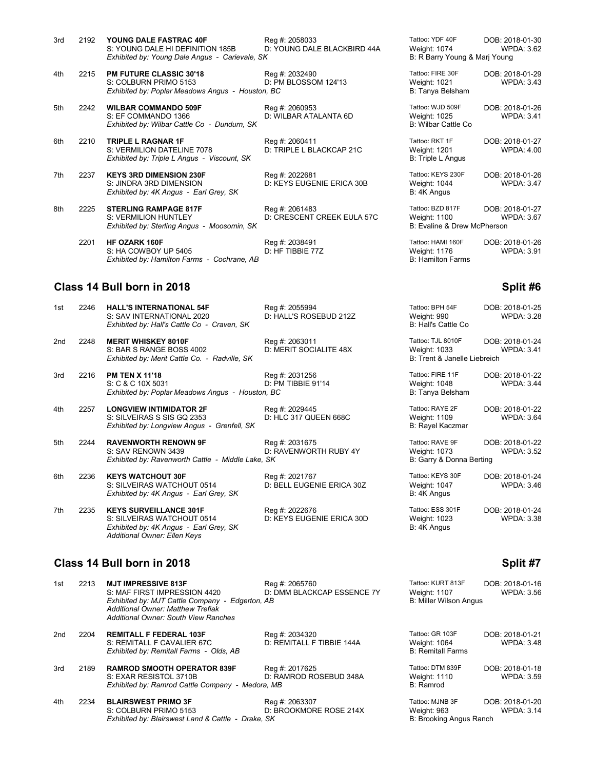| Place | No. | Name / Sire / Exhibitor | Reg # / Dam | Tattoo / Weight / Breeder | DOB / WPDA |
|---|---|---|---|---|---|
| 3rd | 2192 | **YOUNG DALE FASTRAC 40F**<br>S: YOUNG DALE HI DEFINITION 185B<br>*Exhibited by: Young Dale Angus - Carievale, SK* | Reg #: 2058033<br>D: YOUNG DALE BLACKBIRD 44A | Tattoo: YDF 40F<br>Weight: 1074<br>B: R Barry Young & Marj Young | DOB: 2018-01-30<br>WPDA: 3.62 |
| 4th | 2215 | **PM FUTURE CLASSIC 30'18**<br>S: COLBURN PRIMO 5153<br>*Exhibited by: Poplar Meadows Angus - Houston, BC* | Reg #: 2032490<br>D: PM BLOSSOM 124'13 | Tattoo: FIRE 30F<br>Weight: 1021<br>B: Tanya Belsham | DOB: 2018-01-29<br>WPDA: 3.43 |
| 5th | 2242 | **WILBAR COMMANDO 509F**<br>S: EF COMMANDO 1366<br>*Exhibited by: Wilbar Cattle Co - Dundurn, SK* | Reg #: 2060953<br>D: WILBAR ATALANTA 6D | Tattoo: WJD 509F<br>Weight: 1025<br>B: Wilbar Cattle Co | DOB: 2018-01-26<br>WPDA: 3.41 |
| 6th | 2210 | **TRIPLE L RAGNAR 1F**<br>S: VERMILION DATELINE 7078<br>*Exhibited by: Triple L Angus - Viscount, SK* | Reg #: 2060411<br>D: TRIPLE L BLACKCAP 21C | Tattoo: RKT 1F<br>Weight: 1201<br>B: Triple L Angus | DOB: 2018-01-27<br>WPDA: 4.00 |
| 7th | 2237 | **KEYS 3RD DIMENSION 230F**<br>S: JINDRA 3RD DIMENSION<br>*Exhibited by: 4K Angus - Earl Grey, SK* | Reg #: 2022681<br>D: KEYS EUGENIE ERICA 30B | Tattoo: KEYS 230F<br>Weight: 1044<br>B: 4K Angus | DOB: 2018-01-26<br>WPDA: 3.47 |
| 8th | 2225 | **STERLING RAMPAGE 817F**<br>S: VERMILION HUNTLEY<br>*Exhibited by: Sterling Angus - Moosomin, SK* | Reg #: 2061483<br>D: CRESCENT CREEK EULA 57C | Tattoo: BZD 817F<br>Weight: 1100<br>B: Evaline & Drew McPherson | DOB: 2018-01-27<br>WPDA: 3.67 |
| | 2201 | **HF OZARK 160F**<br>S: HA COWBOY UP 5405<br>*Exhibited by: Hamilton Farms - Cochrane, AB* | Reg #: 2038491<br>D: HF TIBBIE 77Z | Tattoo: HAMI 160F<br>Weight: 1176<br>B: Hamilton Farms | DOB: 2018-01-26<br>WPDA: 3.91 |

## Class 14 Bull born in 2018 — Split #6

| Place | No. | Name / Sire / Exhibitor | Reg # / Dam | Tattoo / Weight / Breeder | DOB / WPDA |
|---|---|---|---|---|---|
| 1st | 2246 | **HALL'S INTERNATIONAL 54F**<br>S: SAV INTERNATIONAL 2020<br>*Exhibited by: Hall's Cattle Co - Craven, SK* | Reg #: 2055994<br>D: HALL'S ROSEBUD 212Z | Tattoo: BPH 54F<br>Weight: 990<br>B: Hall's Cattle Co | DOB: 2018-01-25<br>WPDA: 3.28 |
| 2nd | 2248 | **MERIT WHISKEY 8010F**<br>S: BAR S RANGE BOSS 4002<br>*Exhibited by: Merit Cattle Co. - Radville, SK* | Reg #: 2063011<br>D: MERIT SOCIALITE 48X | Tattoo: TJL 8010F<br>Weight: 1033<br>B: Trent & Janelle Liebreich | DOB: 2018-01-24<br>WPDA: 3.41 |
| 3rd | 2216 | **PM TEN X 11'18**<br>S: C & C 10X 5031<br>*Exhibited by: Poplar Meadows Angus - Houston, BC* | Reg #: 2031256<br>D: PM TIBBIE 91'14 | Tattoo: FIRE 11F<br>Weight: 1048<br>B: Tanya Belsham | DOB: 2018-01-22<br>WPDA: 3.44 |
| 4th | 2257 | **LONGVIEW INTIMIDATOR 2F**<br>S: SILVEIRAS S SIS GQ 2353<br>*Exhibited by: Longview Angus - Grenfell, SK* | Reg #: 2029445<br>D: HLC 317 QUEEN 668C | Tattoo: RAYE 2F<br>Weight: 1109<br>B: Rayel Kaczmar | DOB: 2018-01-22<br>WPDA: 3.64 |
| 5th | 2244 | **RAVENWORTH RENOWN 9F**<br>S: SAV RENOWN 3439<br>*Exhibited by: Ravenworth Cattle - Middle Lake, SK* | Reg #: 2031675<br>D: RAVENWORTH RUBY 4Y | Tattoo: RAVE 9F<br>Weight: 1073<br>B: Garry & Donna Berting | DOB: 2018-01-22<br>WPDA: 3.52 |
| 6th | 2236 | **KEYS WATCHOUT 30F**<br>S: SILVEIRAS WATCHOUT 0514<br>*Exhibited by: 4K Angus - Earl Grey, SK* | Reg #: 2021767<br>D: BELL EUGENIE ERICA 30Z | Tattoo: KEYS 30F<br>Weight: 1047<br>B: 4K Angus | DOB: 2018-01-24<br>WPDA: 3.46 |
| 7th | 2235 | **KEYS SURVEILLANCE 301F**<br>S: SILVEIRAS WATCHOUT 0514<br>*Exhibited by: 4K Angus - Earl Grey, SK*<br>*Additional Owner: Ellen Keys* | Reg #: 2022676<br>D: KEYS EUGENIE ERICA 30D | Tattoo: ESS 301F<br>Weight: 1023<br>B: 4K Angus | DOB: 2018-01-24<br>WPDA: 3.38 |

## Class 14 Bull born in 2018 — Split #7

| Place | No. | Name / Sire / Exhibitor | Reg # / Dam | Tattoo / Weight / Breeder | DOB / WPDA |
|---|---|---|---|---|---|
| 1st | 2213 | **MJT IMPRESSIVE 813F**<br>S: MAF FIRST IMPRESSION 4420<br>*Exhibited by: MJT Cattle Company - Edgerton, AB*<br>*Additional Owner: Matthew Trefiak*<br>*Additional Owner: South View Ranches* | Reg #: 2065760<br>D: DMM BLACKCAP ESSENCE 7Y | Tattoo: KURT 813F<br>Weight: 1107<br>B: Miller Wilson Angus | DOB: 2018-01-16<br>WPDA: 3.56 |
| 2nd | 2204 | **REMITALL F FEDERAL 103F**<br>S: REMITALL F CAVALIER 67C<br>*Exhibited by: Remitall Farms - Olds, AB* | Reg #: 2034320<br>D: REMITALL F TIBBIE 144A | Tattoo: GR 103F<br>Weight: 1064<br>B: Remitall Farms | DOB: 2018-01-21<br>WPDA: 3.48 |
| 3rd | 2189 | **RAMROD SMOOTH OPERATOR 839F**<br>S: EXAR RESISTOL 3710B<br>*Exhibited by: Ramrod Cattle Company - Medora, MB* | Reg #: 2017625<br>D: RAMROD ROSEBUD 348A | Tattoo: DTM 839F<br>Weight: 1110<br>B: Ramrod | DOB: 2018-01-18<br>WPDA: 3.59 |
| 4th | 2234 | **BLAIRSWEST PRIMO 3F**<br>S: COLBURN PRIMO 5153<br>*Exhibited by: Blairswest Land & Cattle - Drake, SK* | Reg #: 2063307<br>D: BROOKMORE ROSE 214X | Tattoo: MJNB 3F<br>Weight: 963<br>B: Brooking Angus Ranch | DOB: 2018-01-20<br>WPDA: 3.14 |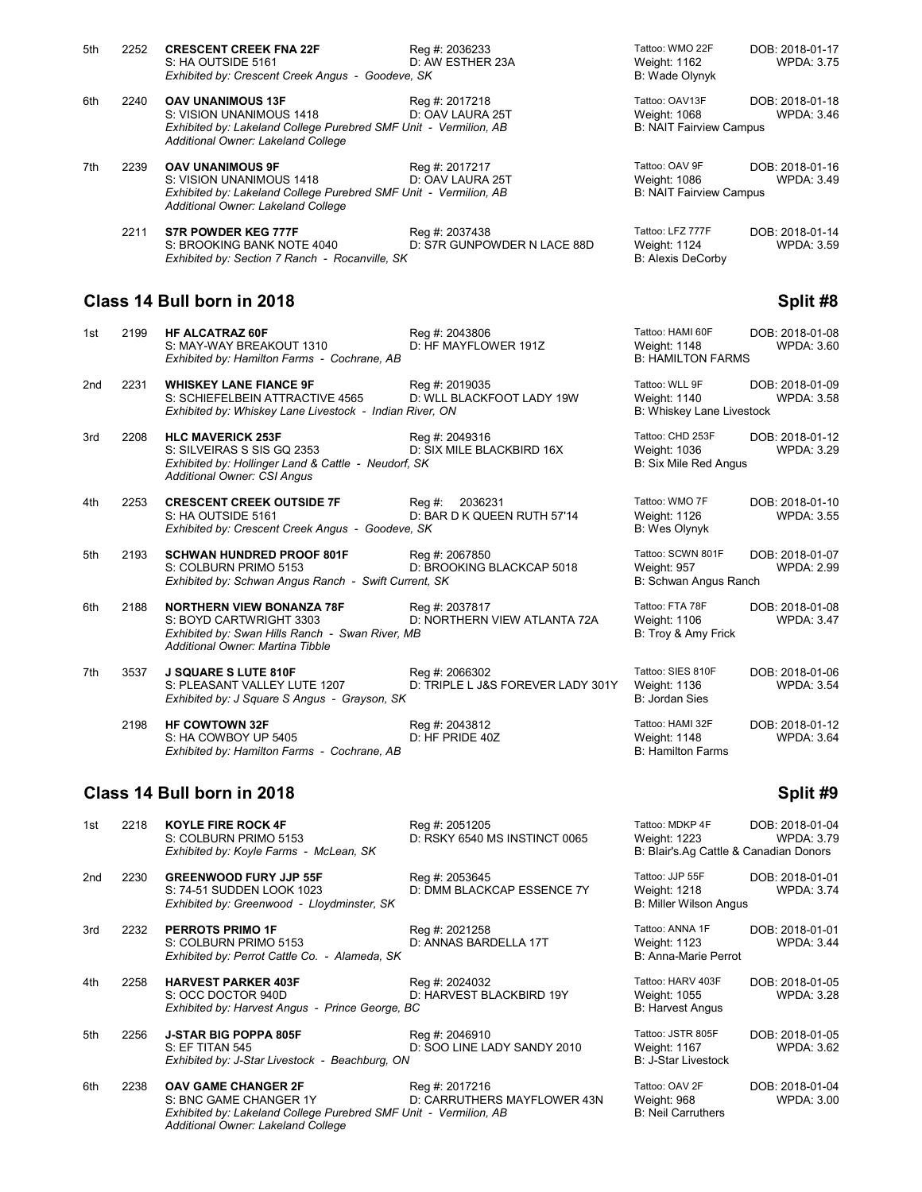| | | | | | |
|---|---|---|---|---|---|
| 5th | 2252 | **CRESCENT CREEK FNA 22F**<br>S: HA OUTSIDE 5161<br>*Exhibited by: Crescent Creek Angus - Goodeve, SK* | Reg #: 2036233<br>D: AW ESTHER 23A | Tattoo: WMO 22F<br>Weight: 1162<br>B: Wade Olynyk | DOB: 2018-01-17<br>WPDA: 3.75 |
| 6th | 2240 | **OAV UNANIMOUS 13F**<br>S: VISION UNANIMOUS 1418<br>*Exhibited by: Lakeland College Purebred SMF Unit - Vermilion, AB*<br>*Additional Owner: Lakeland College* | Reg #: 2017218<br>D: OAV LAURA 25T | Tattoo: OAV13F<br>Weight: 1068<br>B: NAIT Fairview Campus | DOB: 2018-01-18<br>WPDA: 3.46 |
| 7th | 2239 | **OAV UNANIMOUS 9F**<br>S: VISION UNANIMOUS 1418<br>*Exhibited by: Lakeland College Purebred SMF Unit - Vermilion, AB*<br>*Additional Owner: Lakeland College* | Reg #: 2017217<br>D: OAV LAURA 25T | Tattoo: OAV 9F<br>Weight: 1086<br>B: NAIT Fairview Campus | DOB: 2018-01-16<br>WPDA: 3.49 |
| | 2211 | **S7R POWDER KEG 777F**<br>S: BROOKING BANK NOTE 4040<br>*Exhibited by: Section 7 Ranch - Rocanville, SK* | Reg #: 2037438<br>D: S7R GUNPOWDER N LACE 88D | Tattoo: LFZ 777F<br>Weight: 1124<br>B: Alexis DeCorby | DOB: 2018-01-14<br>WPDA: 3.59 |

## Class 14 Bull born in 2018 — Split #8

| | | | | | |
|---|---|---|---|---|---|
| 1st | 2199 | **HF ALCATRAZ 60F**<br>S: MAY-WAY BREAKOUT 1310<br>*Exhibited by: Hamilton Farms - Cochrane, AB* | Reg #: 2043806<br>D: HF MAYFLOWER 191Z | Tattoo: HAMI 60F<br>Weight: 1148<br>B: HAMILTON FARMS | DOB: 2018-01-08<br>WPDA: 3.60 |
| 2nd | 2231 | **WHISKEY LANE FIANCE 9F**<br>S: SCHIEFELBEIN ATTRACTIVE 4565<br>*Exhibited by: Whiskey Lane Livestock - Indian River, ON* | Reg #: 2019035<br>D: WLL BLACKFOOT LADY 19W | Tattoo: WLL 9F<br>Weight: 1140<br>B: Whiskey Lane Livestock | DOB: 2018-01-09<br>WPDA: 3.58 |
| 3rd | 2208 | **HLC MAVERICK 253F**<br>S: SILVEIRAS S SIS GQ 2353<br>*Exhibited by: Hollinger Land & Cattle - Neudorf, SK*<br>*Additional Owner: CSI Angus* | Reg #: 2049316<br>D: SIX MILE BLACKBIRD 16X | Tattoo: CHD 253F<br>Weight: 1036<br>B: Six Mile Red Angus | DOB: 2018-01-12<br>WPDA: 3.29 |
| 4th | 2253 | **CRESCENT CREEK OUTSIDE 7F**<br>S: HA OUTSIDE 5161<br>*Exhibited by: Crescent Creek Angus - Goodeve, SK* | Reg #: 2036231<br>D: BAR D K QUEEN RUTH 57'14 | Tattoo: WMO 7F<br>Weight: 1126<br>B: Wes Olynyk | DOB: 2018-01-10<br>WPDA: 3.55 |
| 5th | 2193 | **SCHWAN HUNDRED PROOF 801F**<br>S: COLBURN PRIMO 5153<br>*Exhibited by: Schwan Angus Ranch - Swift Current, SK* | Reg #: 2067850<br>D: BROOKING BLACKCAP 5018 | Tattoo: SCWN 801F<br>Weight: 957<br>B: Schwan Angus Ranch | DOB: 2018-01-07<br>WPDA: 2.99 |
| 6th | 2188 | **NORTHERN VIEW BONANZA 78F**<br>S: BOYD CARTWRIGHT 3303<br>*Exhibited by: Swan Hills Ranch - Swan River, MB*<br>*Additional Owner: Martina Tibble* | Reg #: 2037817<br>D: NORTHERN VIEW ATLANTA 72A | Tattoo: FTA 78F<br>Weight: 1106<br>B: Troy & Amy Frick | DOB: 2018-01-08<br>WPDA: 3.47 |
| 7th | 3537 | **J SQUARE S LUTE 810F**<br>S: PLEASANT VALLEY LUTE 1207<br>*Exhibited by: J Square S Angus - Grayson, SK* | Reg #: 2066302<br>D: TRIPLE L J&S FOREVER LADY 301Y | Tattoo: SIES 810F<br>Weight: 1136<br>B: Jordan Sies | DOB: 2018-01-06<br>WPDA: 3.54 |
| | 2198 | **HF COWTOWN 32F**<br>S: HA COWBOY UP 5405<br>*Exhibited by: Hamilton Farms - Cochrane, AB* | Reg #: 2043812<br>D: HF PRIDE 40Z | Tattoo: HAMI 32F<br>Weight: 1148<br>B: Hamilton Farms | DOB: 2018-01-12<br>WPDA: 3.64 |

## Class 14 Bull born in 2018 — Split #9

| | | | | | |
|---|---|---|---|---|---|
| 1st | 2218 | **KOYLE FIRE ROCK 4F**<br>S: COLBURN PRIMO 5153<br>*Exhibited by: Koyle Farms - McLean, SK* | Reg #: 2051205<br>D: RSKY 6540 MS INSTINCT 0065 | Tattoo: MDKP 4F<br>Weight: 1223<br>B: Blair's.Ag Cattle & Canadian Donors | DOB: 2018-01-04<br>WPDA: 3.79 |
| 2nd | 2230 | **GREENWOOD FURY JJP 55F**<br>S: 74-51 SUDDEN LOOK 1023<br>*Exhibited by: Greenwood - Lloydminster, SK* | Reg #: 2053645<br>D: DMM BLACKCAP ESSENCE 7Y | Tattoo: JJP 55F<br>Weight: 1218<br>B: Miller Wilson Angus | DOB: 2018-01-01<br>WPDA: 3.74 |
| 3rd | 2232 | **PERROTS PRIMO 1F**<br>S: COLBURN PRIMO 5153<br>*Exhibited by: Perrot Cattle Co. - Alameda, SK* | Reg #: 2021258<br>D: ANNAS BARDELLA 17T | Tattoo: ANNA 1F<br>Weight: 1123<br>B: Anna-Marie Perrot | DOB: 2018-01-01<br>WPDA: 3.44 |
| 4th | 2258 | **HARVEST PARKER 403F**<br>S: OCC DOCTOR 940D<br>*Exhibited by: Harvest Angus - Prince George, BC* | Reg #: 2024032<br>D: HARVEST BLACKBIRD 19Y | Tattoo: HARV 403F<br>Weight: 1055<br>B: Harvest Angus | DOB: 2018-01-05<br>WPDA: 3.28 |
| 5th | 2256 | **J-STAR BIG POPPA 805F**<br>S: EF TITAN 545<br>*Exhibited by: J-Star Livestock - Beachburg, ON* | Reg #: 2046910<br>D: SOO LINE LADY SANDY 2010 | Tattoo: JSTR 805F<br>Weight: 1167<br>B: J-Star Livestock | DOB: 2018-01-05<br>WPDA: 3.62 |
| 6th | 2238 | **OAV GAME CHANGER 2F**<br>S: BNC GAME CHANGER 1Y<br>*Exhibited by: Lakeland College Purebred SMF Unit - Vermilion, AB*<br>*Additional Owner: Lakeland College* | Reg #: 2017216<br>D: CARRUTHERS MAYFLOWER 43N | Tattoo: OAV 2F<br>Weight: 968<br>B: Neil Carruthers | DOB: 2018-01-04<br>WPDA: 3.00 |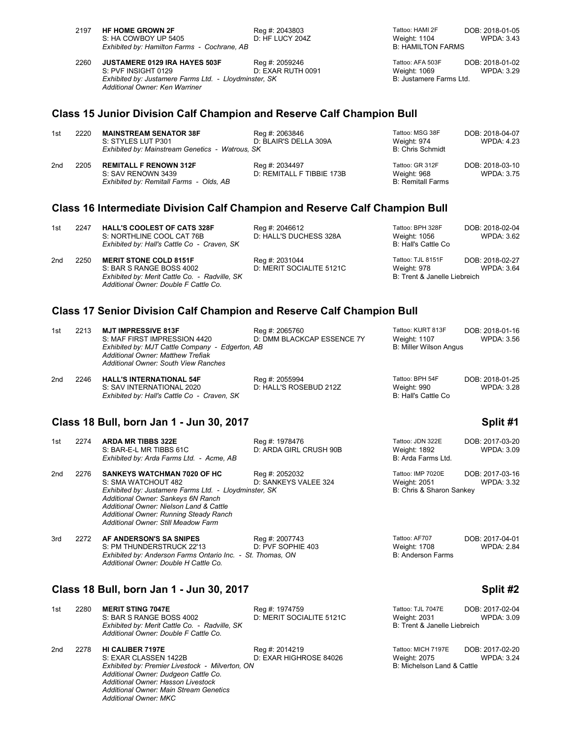2197 **HF HOME GROWN 2F** Reg #: 2043803 Tattoo: HAMI 2F DOB: 2018-01-05
S: HA COWBOY UP 5405 D: HF LUCY 204Z Weight: 1104 WPDA: 3.43
*Exhibited by: Hamilton Farms - Cochrane, AB* B: HAMILTON FARMS

2260 **JUSTAMERE 0129 IRA HAYES 503F** Reg #: 2059246 Tattoo: AFA 503F DOB: 2018-01-02
S: PVF INSIGHT 0129 D: EXAR RUTH 0091 Weight: 1069 WPDA: 3.29
*Exhibited by: Justamere Farms Ltd. - Lloydminster, SK* B: Justamere Farms Ltd.
*Additional Owner: Ken Warriner*

## Class 15 Junior Division Calf Champion and Reserve Calf Champion Bull

1st 2220 **MAINSTREAM SENATOR 38F** Reg #: 2063846 Tattoo: MSG 38F DOB: 2018-04-07
S: STYLES LUT P301 D: BLAIR'S DELLA 309A Weight: 974 WPDA: 4.23
*Exhibited by: Mainstream Genetics - Watrous, SK* B: Chris Schmidt

2nd 2205 **REMITALL F RENOWN 312F** Reg #: 2034497 Tattoo: GR 312F DOB: 2018-03-10
S: SAV RENOWN 3439 D: REMITALL F TIBBIE 173B Weight: 968 WPDA: 3.75
*Exhibited by: Remitall Farms - Olds, AB* B: Remitall Farms

## Class 16 Intermediate Division Calf Champion and Reserve Calf Champion Bull

1st 2247 **HALL'S COOLEST OF CATS 328F** Reg #: 2046612 Tattoo: BPH 328F DOB: 2018-02-04
S: NORTHLINE COOL CAT 76B D: HALL'S DUCHESS 328A Weight: 1056 WPDA: 3.62
*Exhibited by: Hall's Cattle Co - Craven, SK* B: Hall's Cattle Co

2nd 2250 **MERIT STONE COLD 8151F** Reg #: 2031044 Tattoo: TJL 8151F DOB: 2018-02-27
S: BAR S RANGE BOSS 4002 D: MERIT SOCIALITE 5121C Weight: 978 WPDA: 3.64
*Exhibited by: Merit Cattle Co. - Radville, SK* B: Trent & Janelle Liebreich
*Additional Owner: Double F Cattle Co.*

## Class 17 Senior Division Calf Champion and Reserve Calf Champion Bull

1st 2213 **MJT IMPRESSIVE 813F** Reg #: 2065760 Tattoo: KURT 813F DOB: 2018-01-16
S: MAF FIRST IMPRESSION 4420 D: DMM BLACKCAP ESSENCE 7Y Weight: 1107 WPDA: 3.56
*Exhibited by: MJT Cattle Company - Edgerton, AB* B: Miller Wilson Angus
*Additional Owner: Matthew Trefiak*
*Additional Owner: South View Ranches*

2nd 2246 **HALL'S INTERNATIONAL 54F** Reg #: 2055994 Tattoo: BPH 54F DOB: 2018-01-25
S: SAV INTERNATIONAL 2020 D: HALL'S ROSEBUD 212Z Weight: 990 WPDA: 3.28
*Exhibited by: Hall's Cattle Co - Craven, SK* B: Hall's Cattle Co

## Class 18 Bull, born Jan 1 - Jun 30, 2017 Split #1

1st 2274 **ARDA MR TIBBS 322E** Reg #: 1978476 Tattoo: JDN 322E DOB: 2017-03-20
S: BAR-E-L MR TIBBS 61C D: ARDA GIRL CRUSH 90B Weight: 1892 WPDA: 3.09
*Exhibited by: Arda Farms Ltd. - Acme, AB* B: Arda Farms Ltd.

2nd 2276 **SANKEYS WATCHMAN 7020 OF HC** Reg #: 2052032 Tattoo: IMP 7020E DOB: 2017-03-16
S: SMA WATCHOUT 482 D: SANKEYS VALEE 324 Weight: 2051 WPDA: 3.32
*Exhibited by: Justamere Farms Ltd. - Lloydminster, SK* B: Chris & Sharon Sankey
*Additional Owner: Sankeys 6N Ranch*
*Additional Owner: Nielson Land & Cattle*
*Additional Owner: Running Steady Ranch*
*Additional Owner: Still Meadow Farm*

3rd 2272 **AF ANDERSON'S SA SNIPES** Reg #: 2007743 Tattoo: AF707 DOB: 2017-04-01
S: PM THUNDERSTRUCK 22'13 D: PVF SOPHIE 403 Weight: 1708 WPDA: 2.84
*Exhibited by: Anderson Farms Ontario Inc. - St. Thomas, ON* B: Anderson Farms
*Additional Owner: Double H Cattle Co.*

## Class 18 Bull, born Jan 1 - Jun 30, 2017 Split #2

1st 2280 **MERIT STING 7047E** Reg #: 1974759 Tattoo: TJL 7047E DOB: 2017-02-04
S: BAR S RANGE BOSS 4002 D: MERIT SOCIALITE 5121C Weight: 2031 WPDA: 3.09
*Exhibited by: Merit Cattle Co. - Radville, SK* B: Trent & Janelle Liebreich
*Additional Owner: Double F Cattle Co.*

2nd 2278 **HI CALIBER 7197E** Reg #: 2014219 Tattoo: MICH 7197E DOB: 2017-02-20
S: EXAR CLASSEN 1422B D: EXAR HIGHROSE 84026 Weight: 2075 WPDA: 3.24
*Exhibited by: Premier Livestock - Milverton, ON* B: Michelson Land & Cattle
*Additional Owner: Dudgeon Cattle Co.*
*Additional Owner: Hasson Livestock*
*Additional Owner: Main Stream Genetics*
*Additional Owner: MKC*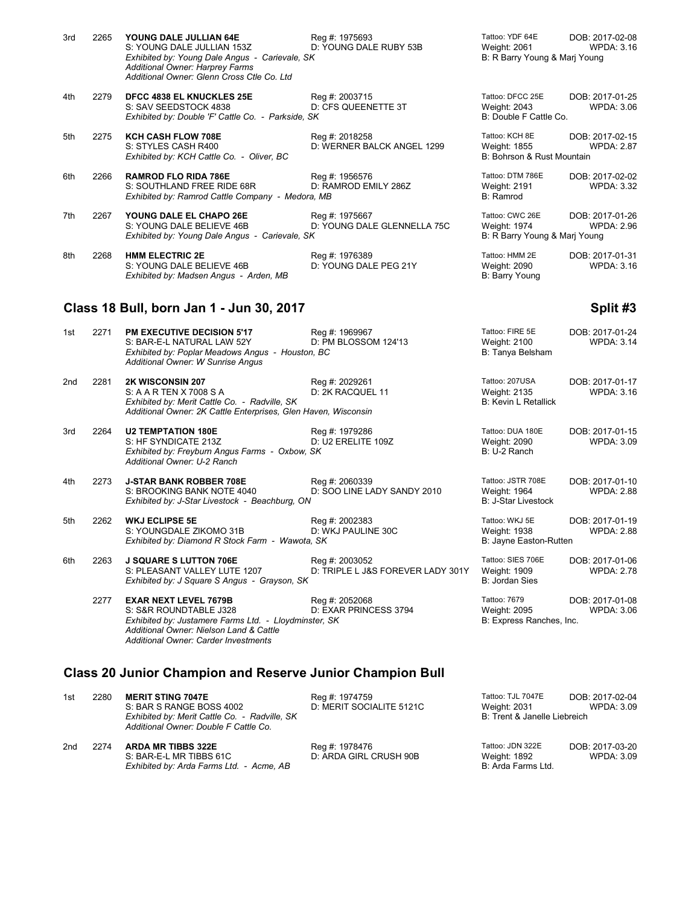| Place | No. | Name | Reg / Dam | Tattoo / Weight / Breeder | DOB / WPDA |
|---|---|---|---|---|---|
| 3rd | 2265 | **YOUNG DALE JULLIAN 64E**<br>S: YOUNG DALE JULLIAN 153Z<br>*Exhibited by: Young Dale Angus - Carievale, SK*<br>*Additional Owner: Harprey Farms*<br>*Additional Owner: Glenn Cross Ctle Co. Ltd* | Reg #: 1975693<br>D: YOUNG DALE RUBY 53B | Tattoo: YDF 64E<br>Weight: 2061<br>B: R Barry Young & Marj Young | DOB: 2017-02-08<br>WPDA: 3.16 |
| 4th | 2279 | **DFCC 4838 EL KNUCKLES 25E**<br>S: SAV SEEDSTOCK 4838<br>*Exhibited by: Double 'F' Cattle Co. - Parkside, SK* | Reg #: 2003715<br>D: CFS QUEENETTE 3T | Tattoo: DFCC 25E<br>Weight: 2043<br>B: Double F Cattle Co. | DOB: 2017-01-25<br>WPDA: 3.06 |
| 5th | 2275 | **KCH CASH FLOW 708E**<br>S: STYLES CASH R400<br>*Exhibited by: KCH Cattle Co. - Oliver, BC* | Reg #: 2018258<br>D: WERNER BALCK ANGEL 1299 | Tattoo: KCH 8E<br>Weight: 1855<br>B: Bohrson & Rust Mountain | DOB: 2017-02-15<br>WPDA: 2.87 |
| 6th | 2266 | **RAMROD FLO RIDA 786E**<br>S: SOUTHLAND FREE RIDE 68R<br>*Exhibited by: Ramrod Cattle Company - Medora, MB* | Reg #: 1956576<br>D: RAMROD EMILY 286Z | Tattoo: DTM 786E<br>Weight: 2191<br>B: Ramrod | DOB: 2017-02-02<br>WPDA: 3.32 |
| 7th | 2267 | **YOUNG DALE EL CHAPO 26E**<br>S: YOUNG DALE BELIEVE 46B<br>*Exhibited by: Young Dale Angus - Carievale, SK* | Reg #: 1975667<br>D: YOUNG DALE GLENNELLA 75C | Tattoo: CWC 26E<br>Weight: 1974<br>B: R Barry Young & Marj Young | DOB: 2017-01-26<br>WPDA: 2.96 |
| 8th | 2268 | **HMM ELECTRIC 2E**<br>S: YOUNG DALE BELIEVE 46B<br>*Exhibited by: Madsen Angus - Arden, MB* | Reg #: 1976389<br>D: YOUNG DALE PEG 21Y | Tattoo: HMM 2E<br>Weight: 2090<br>B: Barry Young | DOB: 2017-01-31<br>WPDA: 3.16 |

## Class 18 Bull, born Jan 1 - Jun 30, 2017 — Split #3

| Place | No. | Name | Reg / Dam | Tattoo / Weight / Breeder | DOB / WPDA |
|---|---|---|---|---|---|
| 1st | 2271 | **PM EXECUTIVE DECISION 5'17**<br>S: BAR-E-L NATURAL LAW 52Y<br>*Exhibited by: Poplar Meadows Angus - Houston, BC*<br>*Additional Owner: W Sunrise Angus* | Reg #: 1969967<br>D: PM BLOSSOM 124'13 | Tattoo: FIRE 5E<br>Weight: 2100<br>B: Tanya Belsham | DOB: 2017-01-24<br>WPDA: 3.14 |
| 2nd | 2281 | **2K WISCONSIN 207**<br>S: A A R TEN X 7008 S A<br>*Exhibited by: Merit Cattle Co. - Radville, SK*<br>*Additional Owner: 2K Cattle Enterprises, Glen Haven, Wisconsin* | Reg #: 2029261<br>D: 2K RACQUEL 11 | Tattoo: 207USA<br>Weight: 2135<br>B: Kevin L Retallick | DOB: 2017-01-17<br>WPDA: 3.16 |
| 3rd | 2264 | **U2 TEMPTATION 180E**<br>S: HF SYNDICATE 213Z<br>*Exhibited by: Freyburn Angus Farms - Oxbow, SK*<br>*Additional Owner: U-2 Ranch* | Reg #: 1979286<br>D: U2 ERELITE 109Z | Tattoo: DUA 180E<br>Weight: 2090<br>B: U-2 Ranch | DOB: 2017-01-15<br>WPDA: 3.09 |
| 4th | 2273 | **J-STAR BANK ROBBER 708E**<br>S: BROOKING BANK NOTE 4040<br>*Exhibited by: J-Star Livestock - Beachburg, ON* | Reg #: 2060339<br>D: SOO LINE LADY SANDY 2010 | Tattoo: JSTR 708E<br>Weight: 1964<br>B: J-Star Livestock | DOB: 2017-01-10<br>WPDA: 2.88 |
| 5th | 2262 | **WKJ ECLIPSE 5E**<br>S: YOUNGDALE ZIKOMO 31B<br>*Exhibited by: Diamond R Stock Farm - Wawota, SK* | Reg #: 2002383<br>D: WKJ PAULINE 30C | Tattoo: WKJ 5E<br>Weight: 1938<br>B: Jayne Easton-Rutten | DOB: 2017-01-19<br>WPDA: 2.88 |
| 6th | 2263 | **J SQUARE S LUTTON 706E**<br>S: PLEASANT VALLEY LUTE 1207<br>*Exhibited by: J Square S Angus - Grayson, SK* | Reg #: 2003052<br>D: TRIPLE L J&S FOREVER LADY 301Y | Tattoo: SIES 706E<br>Weight: 1909<br>B: Jordan Sies | DOB: 2017-01-06<br>WPDA: 2.78 |
| | 2277 | **EXAR NEXT LEVEL 7679B**<br>S: S&R ROUNDTABLE J328<br>*Exhibited by: Justamere Farms Ltd. - Lloydminster, SK*<br>*Additional Owner: Nielson Land & Cattle*<br>*Additional Owner: Carder Investments* | Reg #: 2052068<br>D: EXAR PRINCESS 3794 | Tattoo: 7679<br>Weight: 2095<br>B: Express Ranches, Inc. | DOB: 2017-01-08<br>WPDA: 3.06 |

## Class 20 Junior Champion and Reserve Junior Champion Bull

| Place | No. | Name | Reg / Dam | Tattoo / Weight / Breeder | DOB / WPDA |
|---|---|---|---|---|---|
| 1st | 2280 | **MERIT STING 7047E**<br>S: BAR S RANGE BOSS 4002<br>*Exhibited by: Merit Cattle Co. - Radville, SK*<br>*Additional Owner: Double F Cattle Co.* | Reg #: 1974759<br>D: MERIT SOCIALITE 5121C | Tattoo: TJL 7047E<br>Weight: 2031<br>B: Trent & Janelle Liebreich | DOB: 2017-02-04<br>WPDA: 3.09 |
| 2nd | 2274 | **ARDA MR TIBBS 322E**<br>S: BAR-E-L MR TIBBS 61C<br>*Exhibited by: Arda Farms Ltd. - Acme, AB* | Reg #: 1978476<br>D: ARDA GIRL CRUSH 90B | Tattoo: JDN 322E<br>Weight: 1892<br>B: Arda Farms Ltd. | DOB: 2017-03-20<br>WPDA: 3.09 |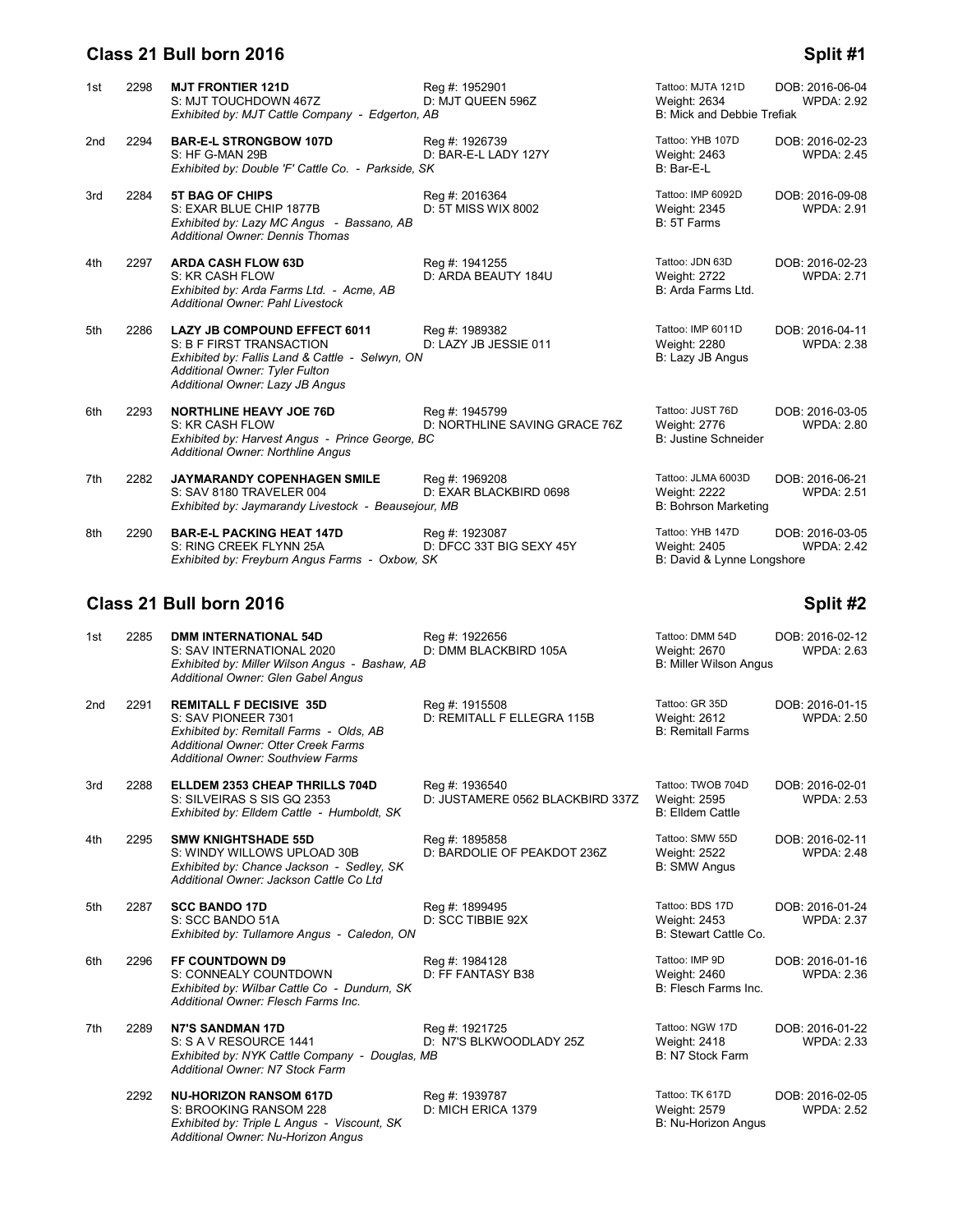## Class 21 Bull born 2016 — Split #1

| Place | No. | Entry | Reg / Dam | Tattoo / Weight / Breeder | DOB / WPDA |
|---|---|---|---|---|---|
| 1st | 2298 | **MJT FRONTIER 121D**<br>S: MJT TOUCHDOWN 467Z<br>*Exhibited by: MJT Cattle Company - Edgerton, AB* | Reg #: 1952901<br>D: MJT QUEEN 596Z | Tattoo: MJTA 121D<br>Weight: 2634<br>B: Mick and Debbie Trefiak | DOB: 2016-06-04<br>WPDA: 2.92 |
| 2nd | 2294 | **BAR-E-L STRONGBOW 107D**<br>S: HF G-MAN 29B<br>*Exhibited by: Double 'F' Cattle Co. - Parkside, SK* | Reg #: 1926739<br>D: BAR-E-L LADY 127Y | Tattoo: YHB 107D<br>Weight: 2463<br>B: Bar-E-L | DOB: 2016-02-23<br>WPDA: 2.45 |
| 3rd | 2284 | **5T BAG OF CHIPS**<br>S: EXAR BLUE CHIP 1877B<br>*Exhibited by: Lazy MC Angus - Bassano, AB*<br>*Additional Owner: Dennis Thomas* | Reg #: 2016364<br>D: 5T MISS WIX 8002 | Tattoo: IMP 6092D<br>Weight: 2345<br>B: 5T Farms | DOB: 2016-09-08<br>WPDA: 2.91 |
| 4th | 2297 | **ARDA CASH FLOW 63D**<br>S: KR CASH FLOW<br>*Exhibited by: Arda Farms Ltd. - Acme, AB*<br>*Additional Owner: Pahl Livestock* | Reg #: 1941255<br>D: ARDA BEAUTY 184U | Tattoo: JDN 63D<br>Weight: 2722<br>B: Arda Farms Ltd. | DOB: 2016-02-23<br>WPDA: 2.71 |
| 5th | 2286 | **LAZY JB COMPOUND EFFECT 6011**<br>S: B F FIRST TRANSACTION<br>*Exhibited by: Fallis Land & Cattle - Selwyn, ON*<br>*Additional Owner: Tyler Fulton*<br>*Additional Owner: Lazy JB Angus* | Reg #: 1989382<br>D: LAZY JB JESSIE 011 | Tattoo: IMP 6011D<br>Weight: 2280<br>B: Lazy JB Angus | DOB: 2016-04-11<br>WPDA: 2.38 |
| 6th | 2293 | **NORTHLINE HEAVY JOE 76D**<br>S: KR CASH FLOW<br>*Exhibited by: Harvest Angus - Prince George, BC*<br>*Additional Owner: Northline Angus* | Reg #: 1945799<br>D: NORTHLINE SAVING GRACE 76Z | Tattoo: JUST 76D<br>Weight: 2776<br>B: Justine Schneider | DOB: 2016-03-05<br>WPDA: 2.80 |
| 7th | 2282 | **JAYMARANDY COPENHAGEN SMILE**<br>S: SAV 8180 TRAVELER 004<br>*Exhibited by: Jaymarandy Livestock - Beausejour, MB* | Reg #: 1969208<br>D: EXAR BLACKBIRD 0698 | Tattoo: JLMA 6003D<br>Weight: 2222<br>B: Bohrson Marketing | DOB: 2016-06-21<br>WPDA: 2.51 |
| 8th | 2290 | **BAR-E-L PACKING HEAT 147D**<br>S: RING CREEK FLYNN 25A<br>*Exhibited by: Freyburn Angus Farms - Oxbow, SK* | Reg #: 1923087<br>D: DFCC 33T BIG SEXY 45Y | Tattoo: YHB 147D<br>Weight: 2405<br>B: David & Lynne Longshore | DOB: 2016-03-05<br>WPDA: 2.42 |

## Class 21 Bull born 2016 — Split #2

| Place | No. | Entry | Reg / Dam | Tattoo / Weight / Breeder | DOB / WPDA |
|---|---|---|---|---|---|
| 1st | 2285 | **DMM INTERNATIONAL 54D**<br>S: SAV INTERNATIONAL 2020<br>*Exhibited by: Miller Wilson Angus - Bashaw, AB*<br>*Additional Owner: Glen Gabel Angus* | Reg #: 1922656<br>D: DMM BLACKBIRD 105A | Tattoo: DMM 54D<br>Weight: 2670<br>B: Miller Wilson Angus | DOB: 2016-02-12<br>WPDA: 2.63 |
| 2nd | 2291 | **REMITALL F DECISIVE 35D**<br>S: SAV PIONEER 7301<br>*Exhibited by: Remitall Farms - Olds, AB*<br>*Additional Owner: Otter Creek Farms*<br>*Additional Owner: Southview Farms* | Reg #: 1915508<br>D: REMITALL F ELLEGRA 115B | Tattoo: GR 35D<br>Weight: 2612<br>B: Remitall Farms | DOB: 2016-01-15<br>WPDA: 2.50 |
| 3rd | 2288 | **ELLDEM 2353 CHEAP THRILLS 704D**<br>S: SILVEIRAS S SIS GQ 2353<br>*Exhibited by: Elldem Cattle - Humboldt, SK* | Reg #: 1936540<br>D: JUSTAMERE 0562 BLACKBIRD 337Z | Tattoo: TWOB 704D<br>Weight: 2595<br>B: Elldem Cattle | DOB: 2016-02-01<br>WPDA: 2.53 |
| 4th | 2295 | **SMW KNIGHTSHADE 55D**<br>S: WINDY WILLOWS UPLOAD 30B<br>*Exhibited by: Chance Jackson - Sedley, SK*<br>*Additional Owner: Jackson Cattle Co Ltd* | Reg #: 1895858<br>D: BARDOLIE OF PEAKDOT 236Z | Tattoo: SMW 55D<br>Weight: 2522<br>B: SMW Angus | DOB: 2016-02-11<br>WPDA: 2.48 |
| 5th | 2287 | **SCC BANDO 17D**<br>S: SCC BANDO 51A<br>*Exhibited by: Tullamore Angus - Caledon, ON* | Reg #: 1899495<br>D: SCC TIBBIE 92X | Tattoo: BDS 17D<br>Weight: 2453<br>B: Stewart Cattle Co. | DOB: 2016-01-24<br>WPDA: 2.37 |
| 6th | 2296 | **FF COUNTDOWN D9**<br>S: CONNEALY COUNTDOWN<br>*Exhibited by: Wilbar Cattle Co - Dundurn, SK*<br>*Additional Owner: Flesch Farms Inc.* | Reg #: 1984128<br>D: FF FANTASY B38 | Tattoo: IMP 9D<br>Weight: 2460<br>B: Flesch Farms Inc. | DOB: 2016-01-16<br>WPDA: 2.36 |
| 7th | 2289 | **N7'S SANDMAN 17D**<br>S: S A V RESOURCE 1441<br>*Exhibited by: NYK Cattle Company - Douglas, MB*<br>*Additional Owner: N7 Stock Farm* | Reg #: 1921725<br>D: N7'S BLKWOODLADY 25Z | Tattoo: NGW 17D<br>Weight: 2418<br>B: N7 Stock Farm | DOB: 2016-01-22<br>WPDA: 2.33 |
| | 2292 | **NU-HORIZON RANSOM 617D**<br>S: BROOKING RANSOM 228<br>*Exhibited by: Triple L Angus - Viscount, SK*<br>*Additional Owner: Nu-Horizon Angus* | Reg #: 1939787<br>D: MICH ERICA 1379 | Tattoo: TK 617D<br>Weight: 2579<br>B: Nu-Horizon Angus | DOB: 2016-02-05<br>WPDA: 2.52 |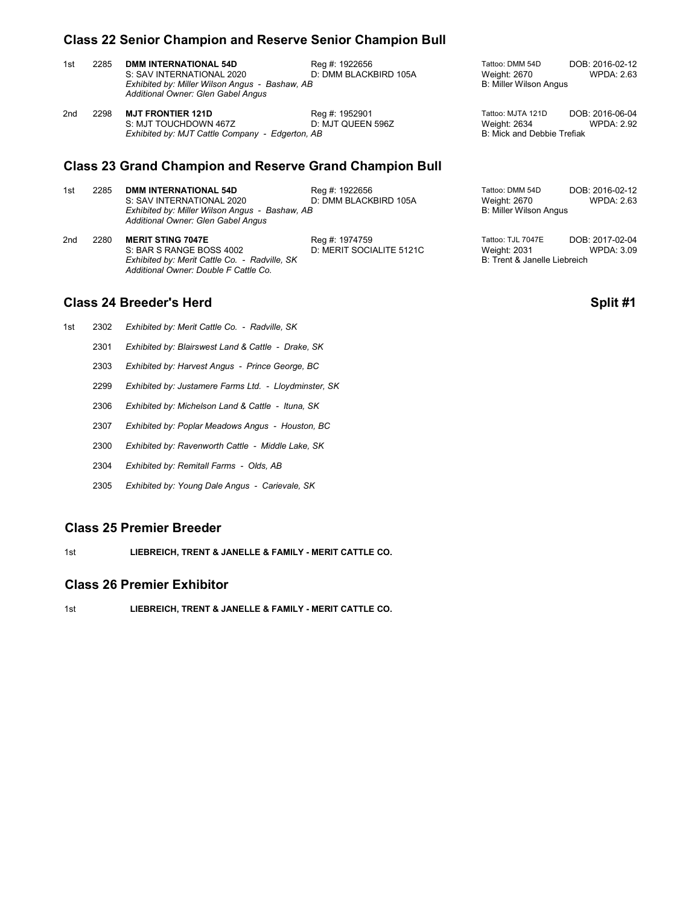## Class 22 Senior Champion and Reserve Senior Champion Bull

| | | | | | |
|---|---|---|---|---|---|
| 1st | 2285 | **DMM INTERNATIONAL 54D**<br>S: SAV INTERNATIONAL 2020<br>*Exhibited by: Miller Wilson Angus - Bashaw, AB*<br>*Additional Owner: Glen Gabel Angus* | Reg #: 1922656<br>D: DMM BLACKBIRD 105A | Tattoo: DMM 54D<br>Weight: 2670<br>B: Miller Wilson Angus | DOB: 2016-02-12<br>WPDA: 2.63 |
| 2nd | 2298 | **MJT FRONTIER 121D**<br>S: MJT TOUCHDOWN 467Z<br>*Exhibited by: MJT Cattle Company - Edgerton, AB* | Reg #: 1952901<br>D: MJT QUEEN 596Z | Tattoo: MJTA 121D<br>Weight: 2634<br>B: Mick and Debbie Trefiak | DOB: 2016-06-04<br>WPDA: 2.92 |

## Class 23 Grand Champion and Reserve Grand Champion Bull

| | | | | | |
|---|---|---|---|---|---|
| 1st | 2285 | **DMM INTERNATIONAL 54D**<br>S: SAV INTERNATIONAL 2020<br>*Exhibited by: Miller Wilson Angus - Bashaw, AB*<br>*Additional Owner: Glen Gabel Angus* | Reg #: 1922656<br>D: DMM BLACKBIRD 105A | Tattoo: DMM 54D<br>Weight: 2670<br>B: Miller Wilson Angus | DOB: 2016-02-12<br>WPDA: 2.63 |
| 2nd | 2280 | **MERIT STING 7047E**<br>S: BAR S RANGE BOSS 4002<br>*Exhibited by: Merit Cattle Co. - Radville, SK*<br>*Additional Owner: Double F Cattle Co.* | Reg #: 1974759<br>D: MERIT SOCIALITE 5121C | Tattoo: TJL 7047E<br>Weight: 2031<br>B: Trent & Janelle Liebreich | DOB: 2017-02-04<br>WPDA: 3.09 |

## Class 24 Breeder's Herd

**Split #1**

| | | |
|---|---|---|
| 1st | 2302 | *Exhibited by: Merit Cattle Co. - Radville, SK* |
| | 2301 | *Exhibited by: Blairswest Land & Cattle - Drake, SK* |
| | 2303 | *Exhibited by: Harvest Angus - Prince George, BC* |
| | 2299 | *Exhibited by: Justamere Farms Ltd. - Lloydminster, SK* |
| | 2306 | *Exhibited by: Michelson Land & Cattle - Ituna, SK* |
| | 2307 | *Exhibited by: Poplar Meadows Angus - Houston, BC* |
| | 2300 | *Exhibited by: Ravenworth Cattle - Middle Lake, SK* |
| | 2304 | *Exhibited by: Remitall Farms - Olds, AB* |
| | 2305 | *Exhibited by: Young Dale Angus - Carievale, SK* |

## Class 25 Premier Breeder

1st **LIEBREICH, TRENT & JANELLE & FAMILY - MERIT CATTLE CO.**

## Class 26 Premier Exhibitor

1st **LIEBREICH, TRENT & JANELLE & FAMILY - MERIT CATTLE CO.**